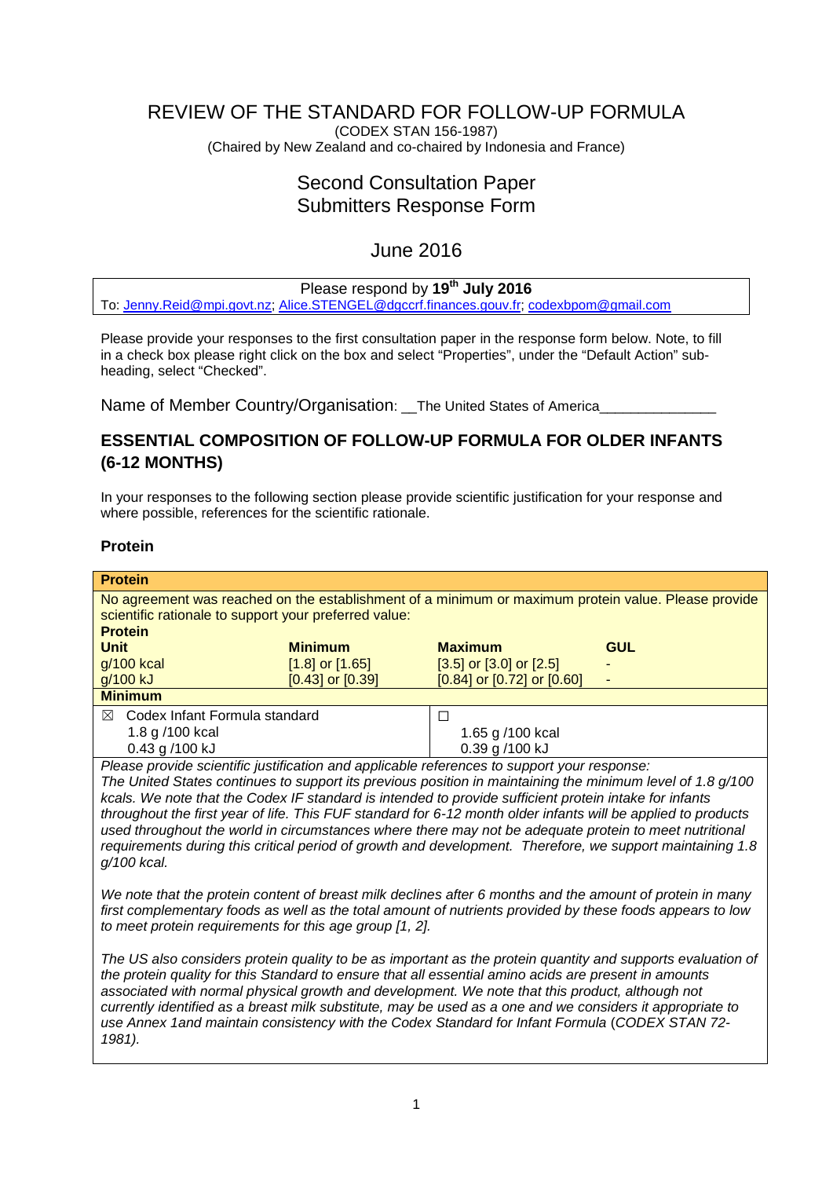# REVIEW OF THE STANDARD FOR FOLLOW-UP FORMULA

(CODEX STAN 156-1987)
(Chaired by New Zealand and co-chaired by Indonesia and France)

## Second Consultation Paper
## Submitters Response Form

## June 2016

Please respond by **19th July 2016**
To: Jenny.Reid@mpi.govt.nz; Alice.STENGEL@dgccrf.finances.gouv.fr; codexbpom@gmail.com

Please provide your responses to the first consultation paper in the response form below. Note, to fill in a check box please right click on the box and select "Properties", under the "Default Action" sub-heading, select "Checked".

Name of Member Country/Organisation: __The United States of America_______________

## ESSENTIAL COMPOSITION OF FOLLOW-UP FORMULA FOR OLDER INFANTS (6-12 MONTHS)

In your responses to the following section please provide scientific justification for your response and where possible, references for the scientific rationale.

### Protein

**Protein**

No agreement was reached on the establishment of a minimum or maximum protein value. Please provide scientific rationale to support your preferred value:

| **Protein** | | | |
|---|---|---|---|
| **Unit** | **Minimum** | **Maximum** | **GUL** |
| g/100 kcal | [1.8] or [1.65] | [3.5] or [3.0] or [2.5] | - |
| g/100 kJ | [0.43] or [0.39] | [0.84] or [0.72] or [0.60] | - |

**Minimum**

| | |
|---|---|
| ☒ Codex Infant Formula standard<br>1.8 g /100 kcal<br>0.43 g /100 kJ | ☐<br>1.65 g /100 kcal<br>0.39 g /100 kJ |

*Please provide scientific justification and applicable references to support your response:*

*The United States continues to support its previous position in maintaining the minimum level of 1.8 g/100 kcals. We note that the Codex IF standard is intended to provide sufficient protein intake for infants throughout the first year of life. This FUF standard for 6-12 month older infants will be applied to products used throughout the world in circumstances where there may not be adequate protein to meet nutritional requirements during this critical period of growth and development. Therefore, we support maintaining 1.8 g/100 kcal.*

*We note that the protein content of breast milk declines after 6 months and the amount of protein in many first complementary foods as well as the total amount of nutrients provided by these foods appears to low to meet protein requirements for this age group [1, 2].*

*The US also considers protein quality to be as important as the protein quantity and supports evaluation of the protein quality for this Standard to ensure that all essential amino acids are present in amounts associated with normal physical growth and development. We note that this product, although not currently identified as a breast milk substitute, may be used as a one and we considers it appropriate to use Annex 1and maintain consistency with the Codex Standard for Infant Formula (CODEX STAN 72-1981).*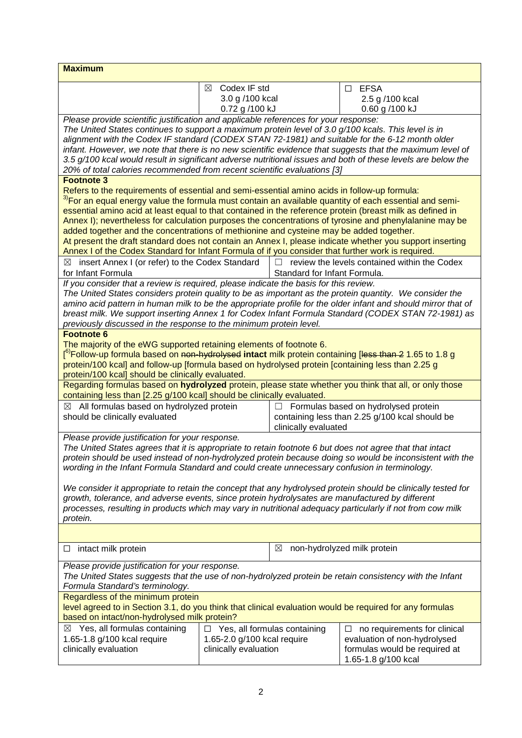**Maximum**

| | ☒ Codex IF std<br>3.0 g /100 kcal<br>0.72 g /100 kJ | ☐ EFSA<br>2.5 g /100 kcal<br>0.60 g /100 kJ |
|---|---|---|

*Please provide scientific justification and applicable references for your response:*
*The United States continues to support a maximum protein level of 3.0 g/100 kcals. This level is in alignment with the Codex IF standard (CODEX STAN 72-1981) and suitable for the 6-12 month older infant. However, we note that there is no new scientific evidence that suggests that the maximum level of 3.5 g/100 kcal would result in significant adverse nutritional issues and both of these levels are below the 20% of total calories recommended from recent scientific evaluations [3]*

**Footnote 3**

Refers to the requirements of essential and semi-essential amino acids in follow-up formula:
[3)]For an equal energy value the formula must contain an available quantity of each essential and semi-essential amino acid at least equal to that contained in the reference protein (breast milk as defined in Annex I); nevertheless for calculation purposes the concentrations of tyrosine and phenylalanine may be added together and the concentrations of methionine and cysteine may be added together.
At present the draft standard does not contain an Annex I, please indicate whether you support inserting Annex I of the Codex Standard for Infant Formula of if you consider that further work is required.

| ☒ insert Annex I (or refer) to the Codex Standard for Infant Formula | ☐ review the levels contained within the Codex Standard for Infant Formula. |
|---|---|

*If you consider that a review is required, please indicate the basis for this review.*
*The United States considers protein quality to be as important as the protein quantity. We consider the amino acid pattern in human milk to be the appropriate profile for the older infant and should mirror that of breast milk. We support inserting Annex 1 for Codex Infant Formula Standard (CODEX STAN 72-1981) as previously discussed in the response to the minimum protein level.*

**Footnote 6**

The majority of the eWG supported retaining elements of footnote 6.
[[6)]Follow-up formula based on ~~non-hydrolysed~~ **intact** milk protein containing [~~less than 2~~ 1.65 to 1.8 g protein/100 kcal] and follow-up [formula based on hydrolysed protein [containing less than 2.25 g protein/100 kcal] should be clinically evaluated.

Regarding formulas based on **hydrolyzed** protein, please state whether you think that all, or only those containing less than [2.25 g/100 kcal] should be clinically evaluated.

| ☒ All formulas based on hydrolyzed protein should be clinically evaluated | ☐ Formulas based on hydrolysed protein containing less than 2.25 g/100 kcal should be clinically evaluated |
|---|---|

*Please provide justification for your response.*
*The United States agrees that it is appropriate to retain footnote 6 but does not agree that that intact protein should be used instead of non-hydrolyzed protein because doing so would be inconsistent with the wording in the Infant Formula Standard and could create unnecessary confusion in terminology.*

*We consider it appropriate to retain the concept that any hydrolysed protein should be clinically tested for growth, tolerance, and adverse events, since protein hydrolysates are manufactured by different processes, resulting in products which may vary in nutritional adequacy particularly if not from cow milk protein.*

| ☐ intact milk protein | ☒ non-hydrolyzed milk protein |
|---|---|

*Please provide justification for your response.*
*The United States suggests that the use of non-hydrolyzed protein be retain consistency with the Infant Formula Standard's terminology.*

Regardless of the minimum protein level agreed to in Section 3.1, do you think that clinical evaluation would be required for any formulas based on intact/non-hydrolysed milk protein?

| ☒ Yes, all formulas containing 1.65-1.8 g/100 kcal require clinically evaluation | ☐ Yes, all formulas containing 1.65-2.0 g/100 kcal require clinically evaluation | ☐ no requirements for clinical evaluation of non-hydrolysed formulas would be required at 1.65-1.8 g/100 kcal |
|---|---|---|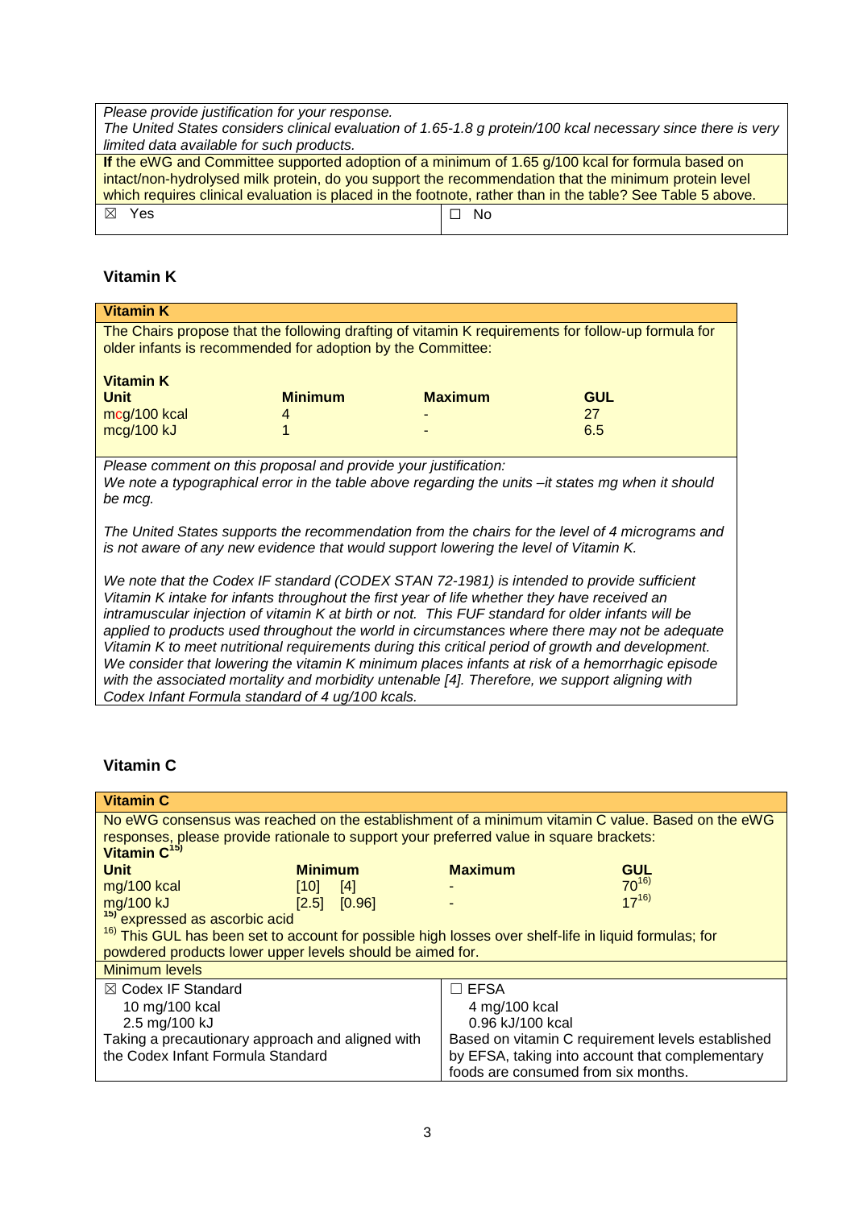*Please provide justification for your response.*
*The United States considers clinical evaluation of 1.65-1.8 g protein/100 kcal necessary since there is very limited data available for such products.*

**If** the eWG and Committee supported adoption of a minimum of 1.65 g/100 kcal for formula based on intact/non-hydrolysed milk protein, do you support the recommendation that the minimum protein level which requires clinical evaluation is placed in the footnote, rather than in the table? See Table 5 above.

| ☒ Yes | ☐ No |
|---|---|

## Vitamin K

**Vitamin K**

The Chairs propose that the following drafting of vitamin K requirements for follow-up formula for older infants is recommended for adoption by the Committee:

**Vitamin K**

| Unit | Minimum | Maximum | GUL |
|---|---|---|---|
| mcg/100 kcal | 4 | - | 27 |
| mcg/100 kJ | 1 | - | 6.5 |

*Please comment on this proposal and provide your justification:*
*We note a typographical error in the table above regarding the units –it states mg when it should be mcg.*

*The United States supports the recommendation from the chairs for the level of 4 micrograms and is not aware of any new evidence that would support lowering the level of Vitamin K.*

*We note that the Codex IF standard (CODEX STAN 72-1981) is intended to provide sufficient Vitamin K intake for infants throughout the first year of life whether they have received an intramuscular injection of vitamin K at birth or not. This FUF standard for older infants will be applied to products used throughout the world in circumstances where there may not be adequate Vitamin K to meet nutritional requirements during this critical period of growth and development. We consider that lowering the vitamin K minimum places infants at risk of a hemorrhagic episode with the associated mortality and morbidity untenable [4]. Therefore, we support aligning with Codex Infant Formula standard of 4 ug/100 kcals.*

## Vitamin C

**Vitamin C**

No eWG consensus was reached on the establishment of a minimum vitamin C value. Based on the eWG responses, please provide rationale to support your preferred value in square brackets:

**Vitamin C**[15)]

| Unit | Minimum | Maximum | GUL |
|---|---|---|---|
| mg/100 kcal | [10] [4] | - | 70[16)] |
| mg/100 kJ | [2.5] [0.96] | - | 17[16)] |

[15)] expressed as ascorbic acid
[16)] This GUL has been set to account for possible high losses over shelf-life in liquid formulas; for powdered products lower upper levels should be aimed for.

**Minimum levels**

| ☒ Codex IF Standard | ☐ EFSA |
|---|---|
| 10 mg/100 kcal<br>2.5 mg/100 kJ<br>Taking a precautionary approach and aligned with the Codex Infant Formula Standard | 4 mg/100 kcal<br>0.96 kJ/100 kcal<br>Based on vitamin C requirement levels established by EFSA, taking into account that complementary foods are consumed from six months. |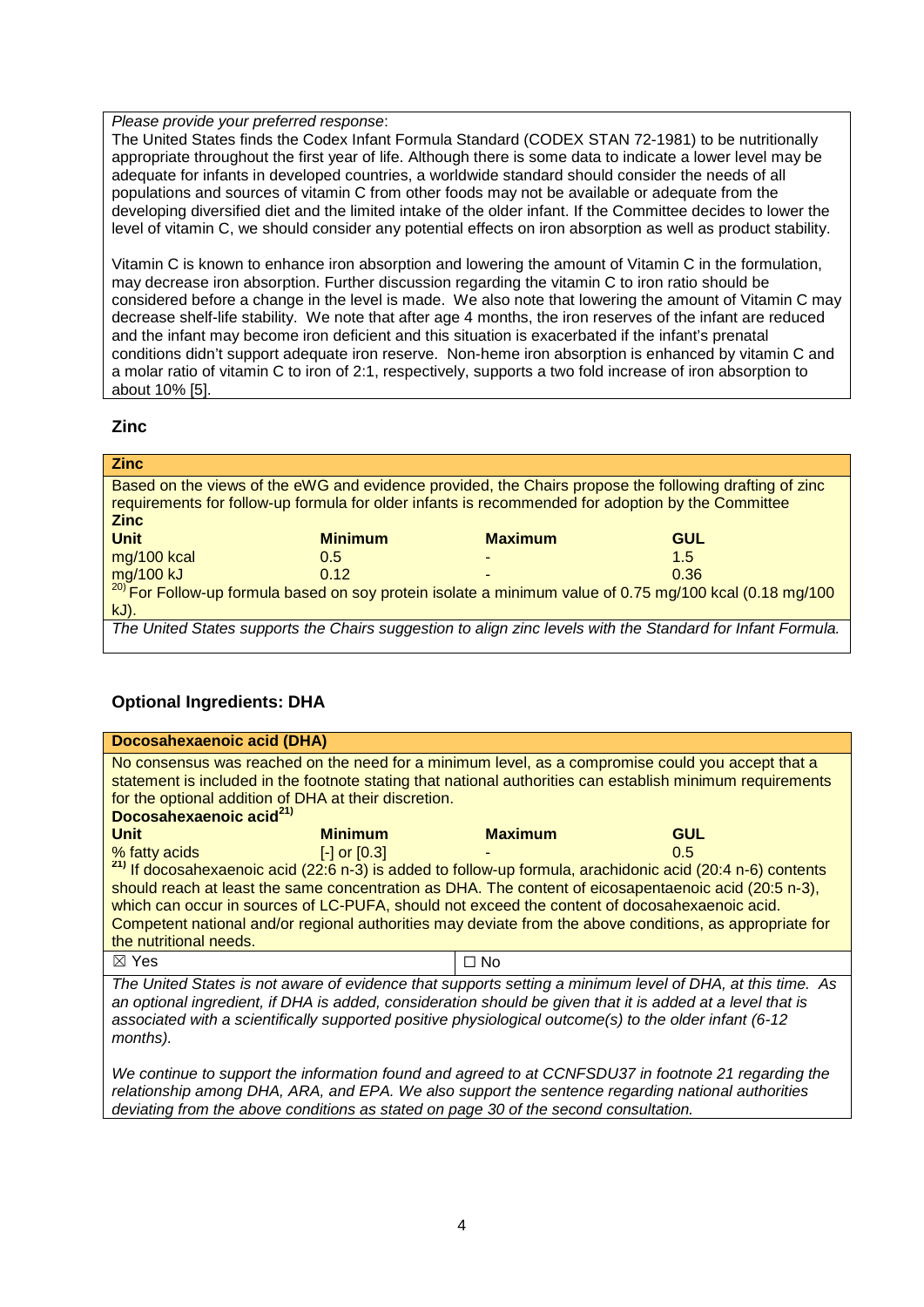*Please provide your preferred response*:

The United States finds the Codex Infant Formula Standard (CODEX STAN 72-1981) to be nutritionally appropriate throughout the first year of life. Although there is some data to indicate a lower level may be adequate for infants in developed countries, a worldwide standard should consider the needs of all populations and sources of vitamin C from other foods may not be available or adequate from the developing diversified diet and the limited intake of the older infant. If the Committee decides to lower the level of vitamin C, we should consider any potential effects on iron absorption as well as product stability.

Vitamin C is known to enhance iron absorption and lowering the amount of Vitamin C in the formulation, may decrease iron absorption. Further discussion regarding the vitamin C to iron ratio should be considered before a change in the level is made. We also note that lowering the amount of Vitamin C may decrease shelf-life stability. We note that after age 4 months, the iron reserves of the infant are reduced and the infant may become iron deficient and this situation is exacerbated if the infant's prenatal conditions didn't support adequate iron reserve. Non-heme iron absorption is enhanced by vitamin C and a molar ratio of vitamin C to iron of 2:1, respectively, supports a two fold increase of iron absorption to about 10% [5].

## Zinc

**Zinc**

Based on the views of the eWG and evidence provided, the Chairs propose the following drafting of zinc requirements for follow-up formula for older infants is recommended for adoption by the Committee

**Zinc**

| Unit | Minimum | Maximum | GUL |
|---|---|---|---|
| mg/100 kcal | 0.5 | - | 1.5 |
| mg/100 kJ | 0.12 | - | 0.36 |

[20] For Follow-up formula based on soy protein isolate a minimum value of 0.75 mg/100 kcal (0.18 mg/100 kJ).

*The United States supports the Chairs suggestion to align zinc levels with the Standard for Infant Formula.*

## Optional Ingredients: DHA

**Docosahexaenoic acid (DHA)**

No consensus was reached on the need for a minimum level, as a compromise could you accept that a statement is included in the footnote stating that national authorities can establish minimum requirements for the optional addition of DHA at their discretion.

**Docosahexaenoic acid[21]**

| Unit | Minimum | Maximum | GUL |
|---|---|---|---|
| % fatty acids | [-] or [0.3] | - | 0.5 |

[21] If docosahexaenoic acid (22:6 n-3) is added to follow-up formula, arachidonic acid (20:4 n-6) contents should reach at least the same concentration as DHA. The content of eicosapentaenoic acid (20:5 n-3), which can occur in sources of LC-PUFA, should not exceed the content of docosahexaenoic acid. Competent national and/or regional authorities may deviate from the above conditions, as appropriate for the nutritional needs.

| ☒ Yes | ☐ No |
|---|---|

*The United States is not aware of evidence that supports setting a minimum level of DHA, at this time. As an optional ingredient, if DHA is added, consideration should be given that it is added at a level that is associated with a scientifically supported positive physiological outcome(s) to the older infant (6-12 months).*

*We continue to support the information found and agreed to at CCNFSDU37 in footnote 21 regarding the relationship among DHA, ARA, and EPA. We also support the sentence regarding national authorities deviating from the above conditions as stated on page 30 of the second consultation.*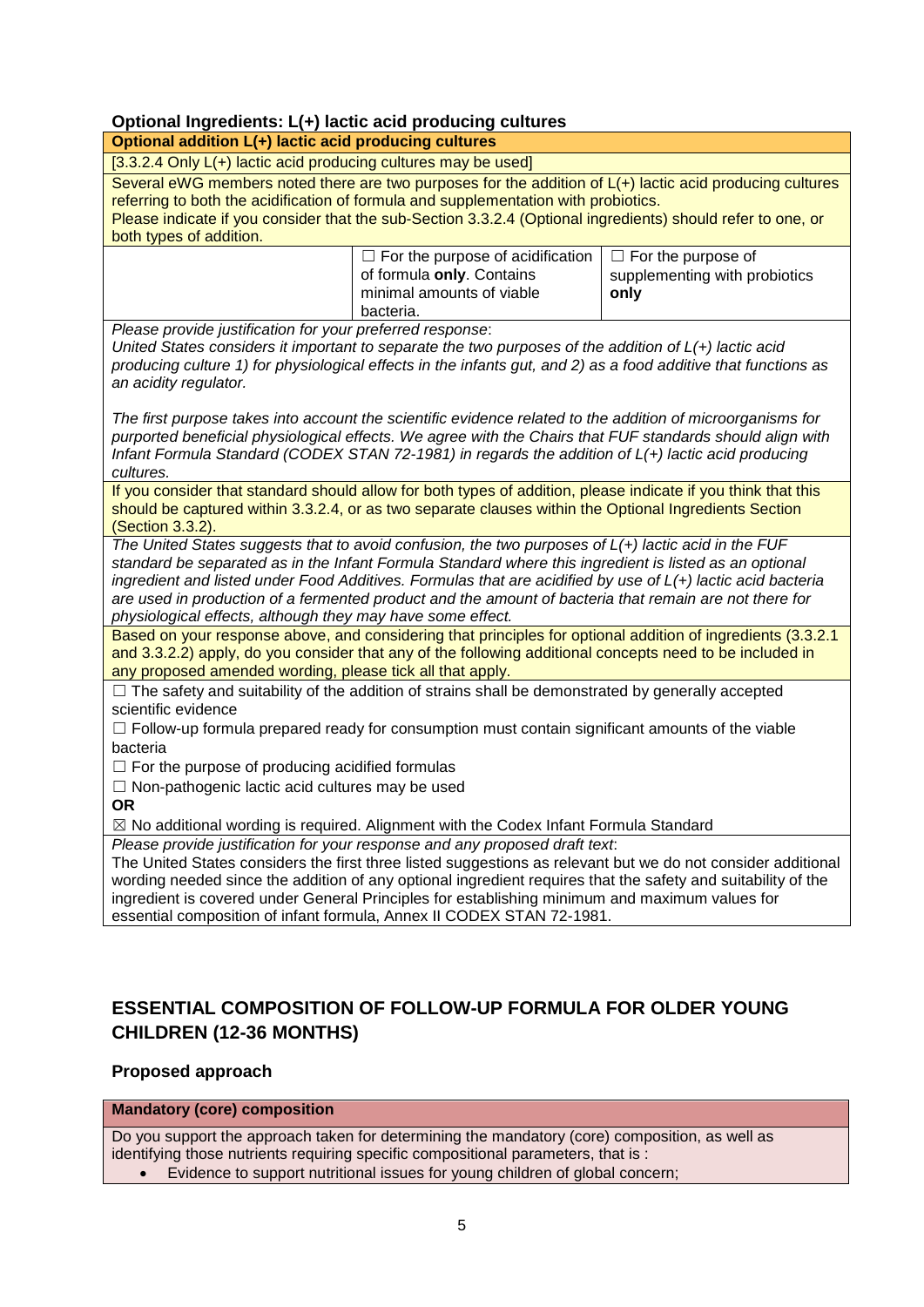### Optional Ingredients: L(+) lactic acid producing cultures

| **Optional addition L(+) lactic acid producing cultures** | | |
|---|---|---|
| [3.3.2.4 Only L(+) lactic acid producing cultures may be used] | | |
| Several eWG members noted there are two purposes for the addition of L(+) lactic acid producing cultures referring to both the acidification of formula and supplementation with probiotics. Please indicate if you consider that the sub-Section 3.3.2.4 (Optional ingredients) should refer to one, or both types of addition. | | |
| | ☐ For the purpose of acidification of formula **only**. Contains minimal amounts of viable bacteria. | ☐ For the purpose of supplementing with probiotics **only** |
| *Please provide justification for your preferred response*: *United States considers it important to separate the two purposes of the addition of L(+) lactic acid producing culture 1) for physiological effects in the infants gut, and 2) as a food additive that functions as an acidity regulator.* *The first purpose takes into account the scientific evidence related to the addition of microorganisms for purported beneficial physiological effects. We agree with the Chairs that FUF standards should align with Infant Formula Standard (CODEX STAN 72-1981) in regards the addition of L(+) lactic acid producing cultures.* | | |
| If you consider that standard should allow for both types of addition, please indicate if you think that this should be captured within 3.3.2.4, or as two separate clauses within the Optional Ingredients Section (Section 3.3.2). | | |
| *The United States suggests that to avoid confusion, the two purposes of L(+) lactic acid in the FUF standard be separated as in the Infant Formula Standard where this ingredient is listed as an optional ingredient and listed under Food Additives. Formulas that are acidified by use of L(+) lactic acid bacteria are used in production of a fermented product and the amount of bacteria that remain are not there for physiological effects, although they may have some effect.* | | |
| Based on your response above, and considering that principles for optional addition of ingredients (3.3.2.1 and 3.3.2.2) apply, do you consider that any of the following additional concepts need to be included in any proposed amended wording, please tick all that apply. | | |
| ☐ The safety and suitability of the addition of strains shall be demonstrated by generally accepted scientific evidence<br>☐ Follow-up formula prepared ready for consumption must contain significant amounts of the viable bacteria<br>☐ For the purpose of producing acidified formulas<br>☐ Non-pathogenic lactic acid cultures may be used<br>**OR**<br>☒ No additional wording is required. Alignment with the Codex Infant Formula Standard | | |
| *Please provide justification for your response and any proposed draft text*: The United States considers the first three listed suggestions as relevant but we do not consider additional wording needed since the addition of any optional ingredient requires that the safety and suitability of the ingredient is covered under General Principles for establishing minimum and maximum values for essential composition of infant formula, Annex II CODEX STAN 72-1981. | | |

## ESSENTIAL COMPOSITION OF FOLLOW-UP FORMULA FOR OLDER YOUNG CHILDREN (12-36 MONTHS)

### Proposed approach

| **Mandatory (core) composition** |
|---|
| Do you support the approach taken for determining the mandatory (core) composition, as well as identifying those nutrients requiring specific compositional parameters, that is :<br>• Evidence to support nutritional issues for young children of global concern; |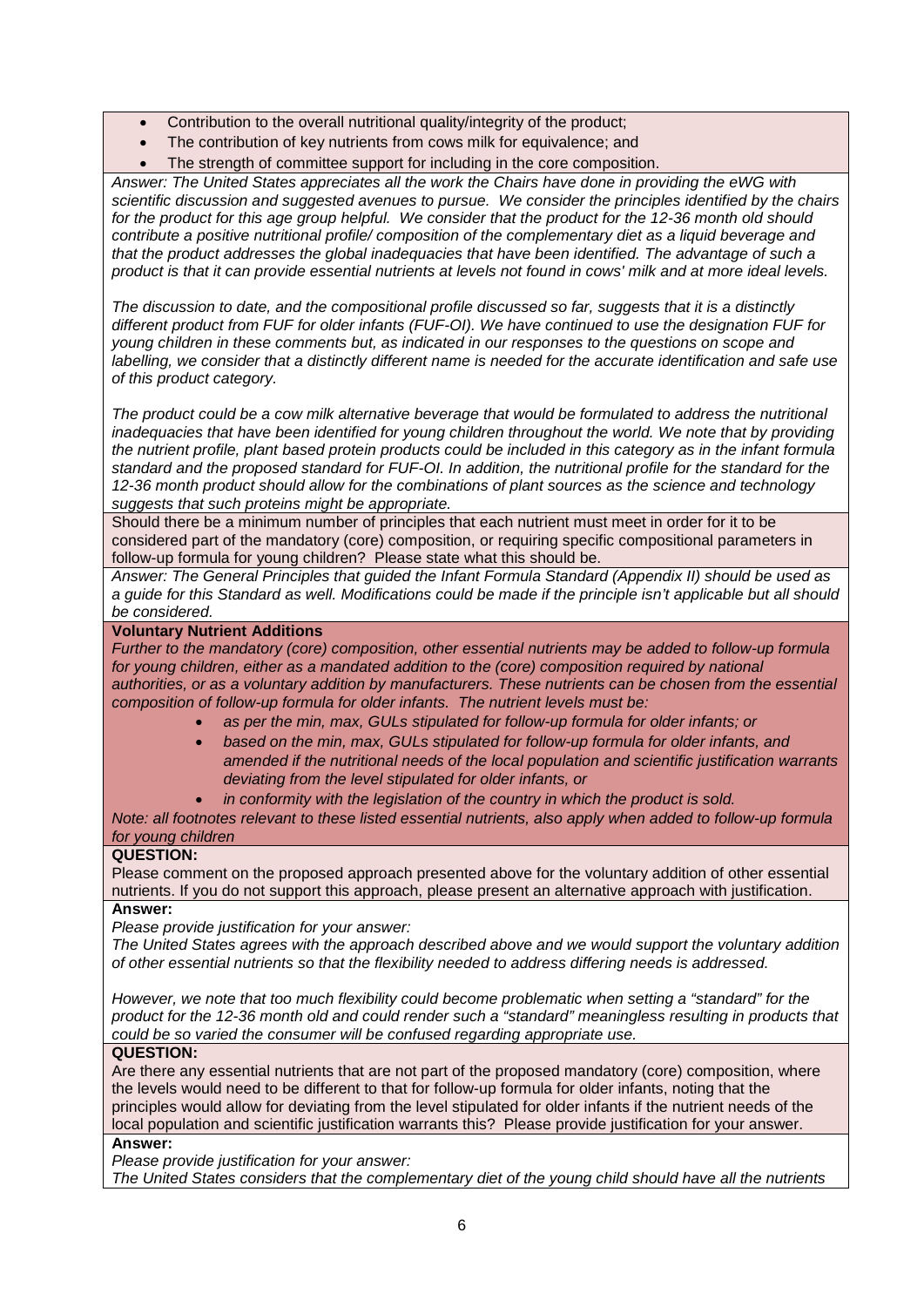- Contribution to the overall nutritional quality/integrity of the product;
- The contribution of key nutrients from cows milk for equivalence; and
- The strength of committee support for including in the core composition.

*Answer: The United States appreciates all the work the Chairs have done in providing the eWG with scientific discussion and suggested avenues to pursue. We consider the principles identified by the chairs for the product for this age group helpful. We consider that the product for the 12-36 month old should contribute a positive nutritional profile/ composition of the complementary diet as a liquid beverage and that the product addresses the global inadequacies that have been identified. The advantage of such a product is that it can provide essential nutrients at levels not found in cows' milk and at more ideal levels.*

*The discussion to date, and the compositional profile discussed so far, suggests that it is a distinctly different product from FUF for older infants (FUF-OI). We have continued to use the designation FUF for young children in these comments but, as indicated in our responses to the questions on scope and labelling, we consider that a distinctly different name is needed for the accurate identification and safe use of this product category.*

*The product could be a cow milk alternative beverage that would be formulated to address the nutritional inadequacies that have been identified for young children throughout the world. We note that by providing the nutrient profile, plant based protein products could be included in this category as in the infant formula standard and the proposed standard for FUF-OI. In addition, the nutritional profile for the standard for the 12-36 month product should allow for the combinations of plant sources as the science and technology suggests that such proteins might be appropriate.*

Should there be a minimum number of principles that each nutrient must meet in order for it to be considered part of the mandatory (core) composition, or requiring specific compositional parameters in follow-up formula for young children? Please state what this should be.

*Answer: The General Principles that guided the Infant Formula Standard (Appendix II) should be used as a guide for this Standard as well. Modifications could be made if the principle isn't applicable but all should be considered.*

**Voluntary Nutrient Additions**

*Further to the mandatory (core) composition, other essential nutrients may be added to follow-up formula for young children, either as a mandated addition to the (core) composition required by national authorities, or as a voluntary addition by manufacturers. These nutrients can be chosen from the essential composition of follow-up formula for older infants. The nutrient levels must be:*

- *as per the min, max, GULs stipulated for follow-up formula for older infants; or*
- *based on the min, max, GULs stipulated for follow-up formula for older infants, and amended if the nutritional needs of the local population and scientific justification warrants deviating from the level stipulated for older infants, or*
- *in conformity with the legislation of the country in which the product is sold.*

*Note: all footnotes relevant to these listed essential nutrients, also apply when added to follow-up formula for young children*

**QUESTION:**

Please comment on the proposed approach presented above for the voluntary addition of other essential nutrients. If you do not support this approach, please present an alternative approach with justification.

**Answer:**

*Please provide justification for your answer:*

*The United States agrees with the approach described above and we would support the voluntary addition of other essential nutrients so that the flexibility needed to address differing needs is addressed.*

*However, we note that too much flexibility could become problematic when setting a "standard" for the product for the 12-36 month old and could render such a "standard" meaningless resulting in products that could be so varied the consumer will be confused regarding appropriate use.*

**QUESTION:**

Are there any essential nutrients that are not part of the proposed mandatory (core) composition, where the levels would need to be different to that for follow-up formula for older infants, noting that the principles would allow for deviating from the level stipulated for older infants if the nutrient needs of the local population and scientific justification warrants this? Please provide justification for your answer.

**Answer:**

*Please provide justification for your answer:*

*The United States considers that the complementary diet of the young child should have all the nutrients*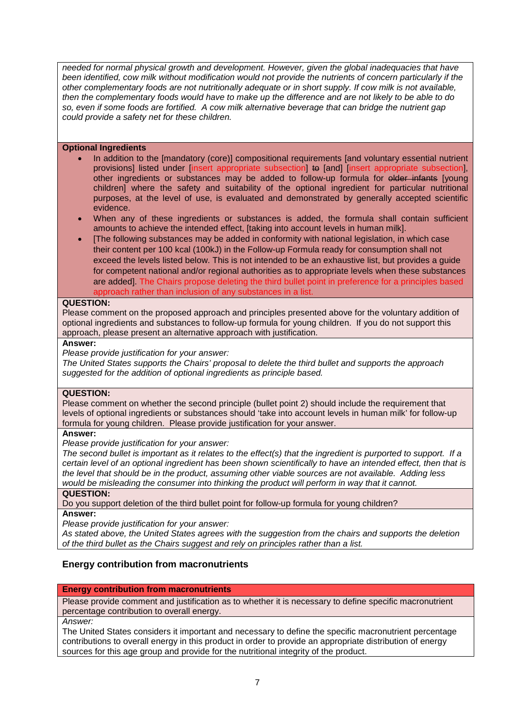*needed for normal physical growth and development. However, given the global inadequacies that have been identified, cow milk without modification would not provide the nutrients of concern particularly if the other complementary foods are not nutritionally adequate or in short supply. If cow milk is not available, then the complementary foods would have to make up the difference and are not likely to be able to do so, even if some foods are fortified. A cow milk alternative beverage that can bridge the nutrient gap could provide a safety net for these children.*

**Optional Ingredients**

- In addition to the [mandatory (core)] compositional requirements [and voluntary essential nutrient provisions] listed under [insert appropriate subsection] ~~to~~ [and] [insert appropriate subsection], other ingredients or substances may be added to follow-up formula for ~~older infants~~ [young children] where the safety and suitability of the optional ingredient for particular nutritional purposes, at the level of use, is evaluated and demonstrated by generally accepted scientific evidence.
- When any of these ingredients or substances is added, the formula shall contain sufficient amounts to achieve the intended effect, [taking into account levels in human milk].
- [The following substances may be added in conformity with national legislation, in which case their content per 100 kcal (100kJ) in the Follow-up Formula ready for consumption shall not exceed the levels listed below. This is not intended to be an exhaustive list, but provides a guide for competent national and/or regional authorities as to appropriate levels when these substances are added]. The Chairs propose deleting the third bullet point in preference for a principles based approach rather than inclusion of any substances in a list.

**QUESTION:**
Please comment on the proposed approach and principles presented above for the voluntary addition of optional ingredients and substances to follow-up formula for young children. If you do not support this approach, please present an alternative approach with justification.

**Answer:**
*Please provide justification for your answer:*
*The United States supports the Chairs' proposal to delete the third bullet and supports the approach suggested for the addition of optional ingredients as principle based.*

**QUESTION:**
Please comment on whether the second principle (bullet point 2) should include the requirement that levels of optional ingredients or substances should 'take into account levels in human milk' for follow-up formula for young children. Please provide justification for your answer.

**Answer:**
*Please provide justification for your answer:*
*The second bullet is important as it relates to the effect(s) that the ingredient is purported to support. If a certain level of an optional ingredient has been shown scientifically to have an intended effect, then that is the level that should be in the product, assuming other viable sources are not available. Adding less would be misleading the consumer into thinking the product will perform in way that it cannot.*

**QUESTION:**
Do you support deletion of the third bullet point for follow-up formula for young children?

**Answer:**
*Please provide justification for your answer:*
*As stated above, the United States agrees with the suggestion from the chairs and supports the deletion of the third bullet as the Chairs suggest and rely on principles rather than a list.*

## Energy contribution from macronutrients

**Energy contribution from macronutrients**

Please provide comment and justification as to whether it is necessary to define specific macronutrient percentage contribution to overall energy.

*Answer:*
The United States considers it important and necessary to define the specific macronutrient percentage contributions to overall energy in this product in order to provide an appropriate distribution of energy sources for this age group and provide for the nutritional integrity of the product.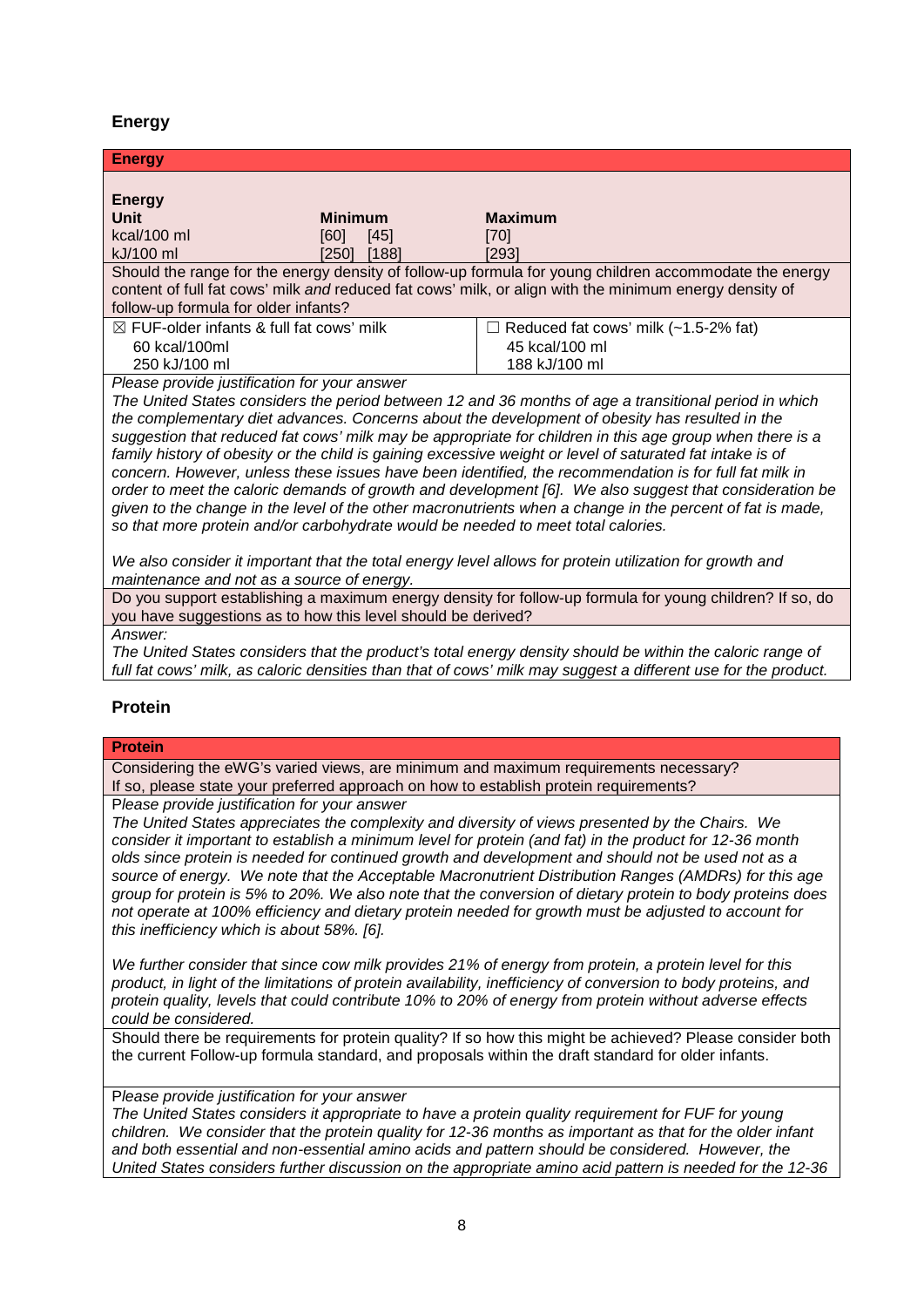## Energy

**Energy**

**Energy**

| Unit | Minimum | Maximum |
|---|---|---|
| kcal/100 ml | [60] [45] | [70] |
| kJ/100 ml | [250] [188] | [293] |

Should the range for the energy density of follow-up formula for young children accommodate the energy content of full fat cows' milk *and* reduced fat cows' milk, or align with the minimum energy density of follow-up formula for older infants?

| ☒ FUF-older infants & full fat cows' milk | ☐ Reduced fat cows' milk (~1.5-2% fat) |
|---|---|
| 60 kcal/100ml<br>250 kJ/100 ml | 45 kcal/100 ml<br>188 kJ/100 ml |

*Please provide justification for your answer*

*The United States considers the period between 12 and 36 months of age a transitional period in which the complementary diet advances. Concerns about the development of obesity has resulted in the suggestion that reduced fat cows' milk may be appropriate for children in this age group when there is a family history of obesity or the child is gaining excessive weight or level of saturated fat intake is of concern. However, unless these issues have been identified, the recommendation is for full fat milk in order to meet the caloric demands of growth and development [6]. We also suggest that consideration be given to the change in the level of the other macronutrients when a change in the percent of fat is made, so that more protein and/or carbohydrate would be needed to meet total calories.*

*We also consider it important that the total energy level allows for protein utilization for growth and maintenance and not as a source of energy.*

Do you support establishing a maximum energy density for follow-up formula for young children? If so, do you have suggestions as to how this level should be derived?

*Answer:*

*The United States considers that the product's total energy density should be within the caloric range of full fat cows' milk, as caloric densities than that of cows' milk may suggest a different use for the product.*

## Protein

**Protein**

Considering the eWG's varied views, are minimum and maximum requirements necessary? If so, please state your preferred approach on how to establish protein requirements?

*Please provide justification for your answer*

*The United States appreciates the complexity and diversity of views presented by the Chairs. We consider it important to establish a minimum level for protein (and fat) in the product for 12-36 month olds since protein is needed for continued growth and development and should not be used not as a source of energy. We note that the Acceptable Macronutrient Distribution Ranges (AMDRs) for this age group for protein is 5% to 20%. We also note that the conversion of dietary protein to body proteins does not operate at 100% efficiency and dietary protein needed for growth must be adjusted to account for this inefficiency which is about 58%. [6].*

*We further consider that since cow milk provides 21% of energy from protein, a protein level for this product, in light of the limitations of protein availability, inefficiency of conversion to body proteins, and protein quality, levels that could contribute 10% to 20% of energy from protein without adverse effects could be considered.*

Should there be requirements for protein quality? If so how this might be achieved? Please consider both the current Follow-up formula standard, and proposals within the draft standard for older infants.

*Please provide justification for your answer*

*The United States considers it appropriate to have a protein quality requirement for FUF for young children. We consider that the protein quality for 12-36 months as important as that for the older infant and both essential and non-essential amino acids and pattern should be considered. However, the United States considers further discussion on the appropriate amino acid pattern is needed for the 12-36*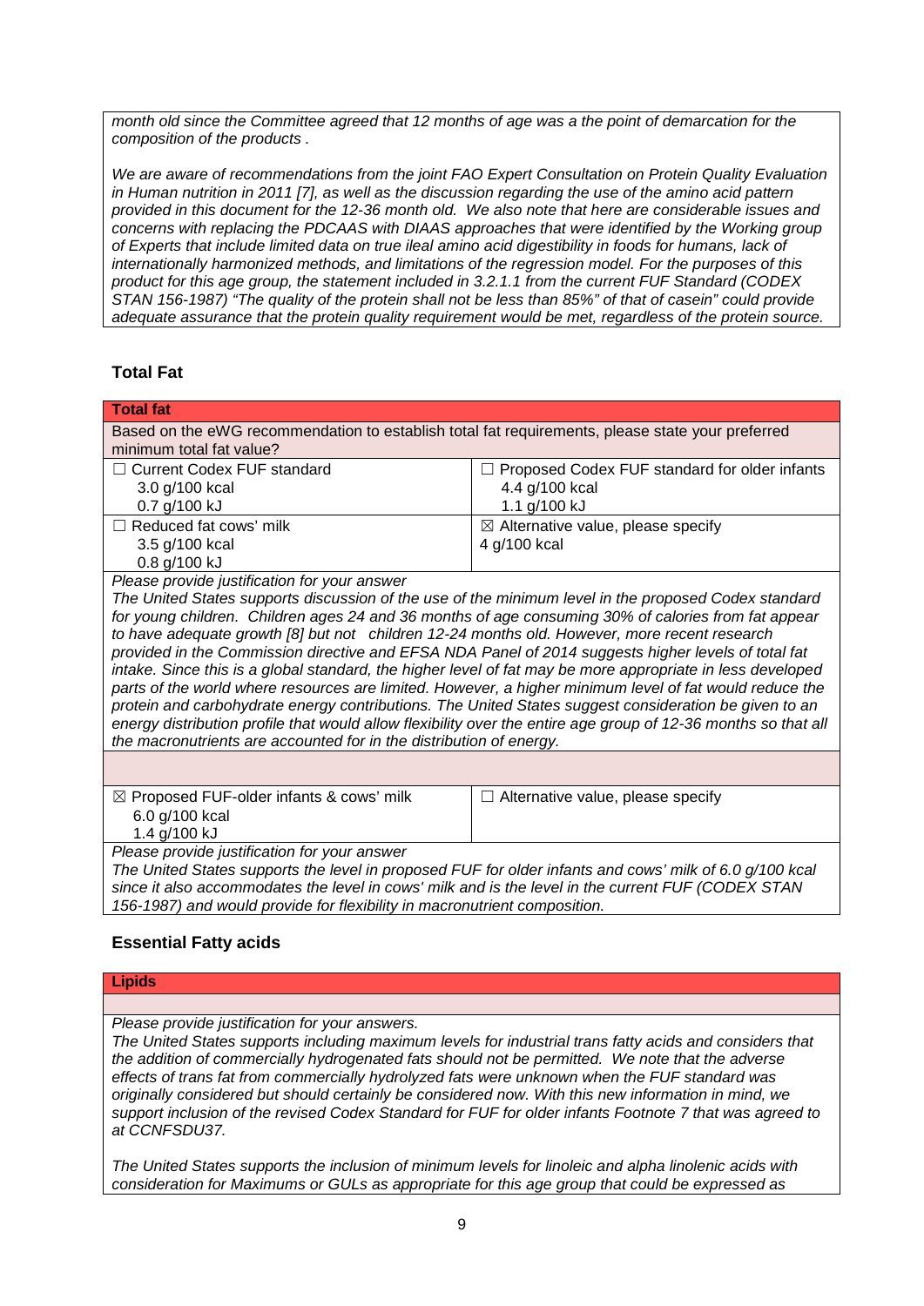*month old since the Committee agreed that 12 months of age was a the point of demarcation for the composition of the products .*

*We are aware of recommendations from the joint FAO Expert Consultation on Protein Quality Evaluation in Human nutrition in 2011 [7], as well as the discussion regarding the use of the amino acid pattern provided in this document for the 12-36 month old. We also note that here are considerable issues and concerns with replacing the PDCAAS with DIAAS approaches that were identified by the Working group of Experts that include limited data on true ileal amino acid digestibility in foods for humans, lack of internationally harmonized methods, and limitations of the regression model. For the purposes of this product for this age group, the statement included in 3.2.1.1 from the current FUF Standard (CODEX STAN 156-1987) "The quality of the protein shall not be less than 85%" of that of casein" could provide adequate assurance that the protein quality requirement would be met, regardless of the protein source.*

## Total Fat

| **Total fat** | |
|---|---|
| Based on the eWG recommendation to establish total fat requirements, please state your preferred minimum total fat value? | |
| ☐ Current Codex FUF standard<br>3.0 g/100 kcal<br>0.7 g/100 kJ | ☐ Proposed Codex FUF standard for older infants<br>4.4 g/100 kcal<br>1.1 g/100 kJ |
| ☐ Reduced fat cows' milk<br>3.5 g/100 kcal<br>0.8 g/100 kJ | ☒ Alternative value, please specify<br>4 g/100 kcal |
| *Please provide justification for your answer*<br>*The United States supports discussion of the use of the minimum level in the proposed Codex standard for young children. Children ages 24 and 36 months of age consuming 30% of calories from fat appear to have adequate growth [8] but not children 12-24 months old. However, more recent research provided in the Commission directive and EFSA NDA Panel of 2014 suggests higher levels of total fat intake. Since this is a global standard, the higher level of fat may be more appropriate in less developed parts of the world where resources are limited. However, a higher minimum level of fat would reduce the protein and carbohydrate energy contributions. The United States suggest consideration be given to an energy distribution profile that would allow flexibility over the entire age group of 12-36 months so that all the macronutrients are accounted for in the distribution of energy.* | |
| | |
| ☒ Proposed FUF-older infants & cows' milk<br>6.0 g/100 kcal<br>1.4 g/100 kJ | ☐ Alternative value, please specify |
| *Please provide justification for your answer*<br>*The United States supports the level in proposed FUF for older infants and cows' milk of 6.0 g/100 kcal since it also accommodates the level in cows' milk and is the level in the current FUF (CODEX STAN 156-1987) and would provide for flexibility in macronutrient composition.* | |

## Essential Fatty acids

| **Lipids** |
|---|
| |
| *Please provide justification for your answers.*<br>*The United States supports including maximum levels for industrial trans fatty acids and considers that the addition of commercially hydrogenated fats should not be permitted. We note that the adverse effects of trans fat from commercially hydrolyzed fats were unknown when the FUF standard was originally considered but should certainly be considered now. With this new information in mind, we support inclusion of the revised Codex Standard for FUF for older infants Footnote 7 that was agreed to at CCNFSDU37.*<br><br>*The United States supports the inclusion of minimum levels for linoleic and alpha linolenic acids with consideration for Maximums or GULs as appropriate for this age group that could be expressed as* |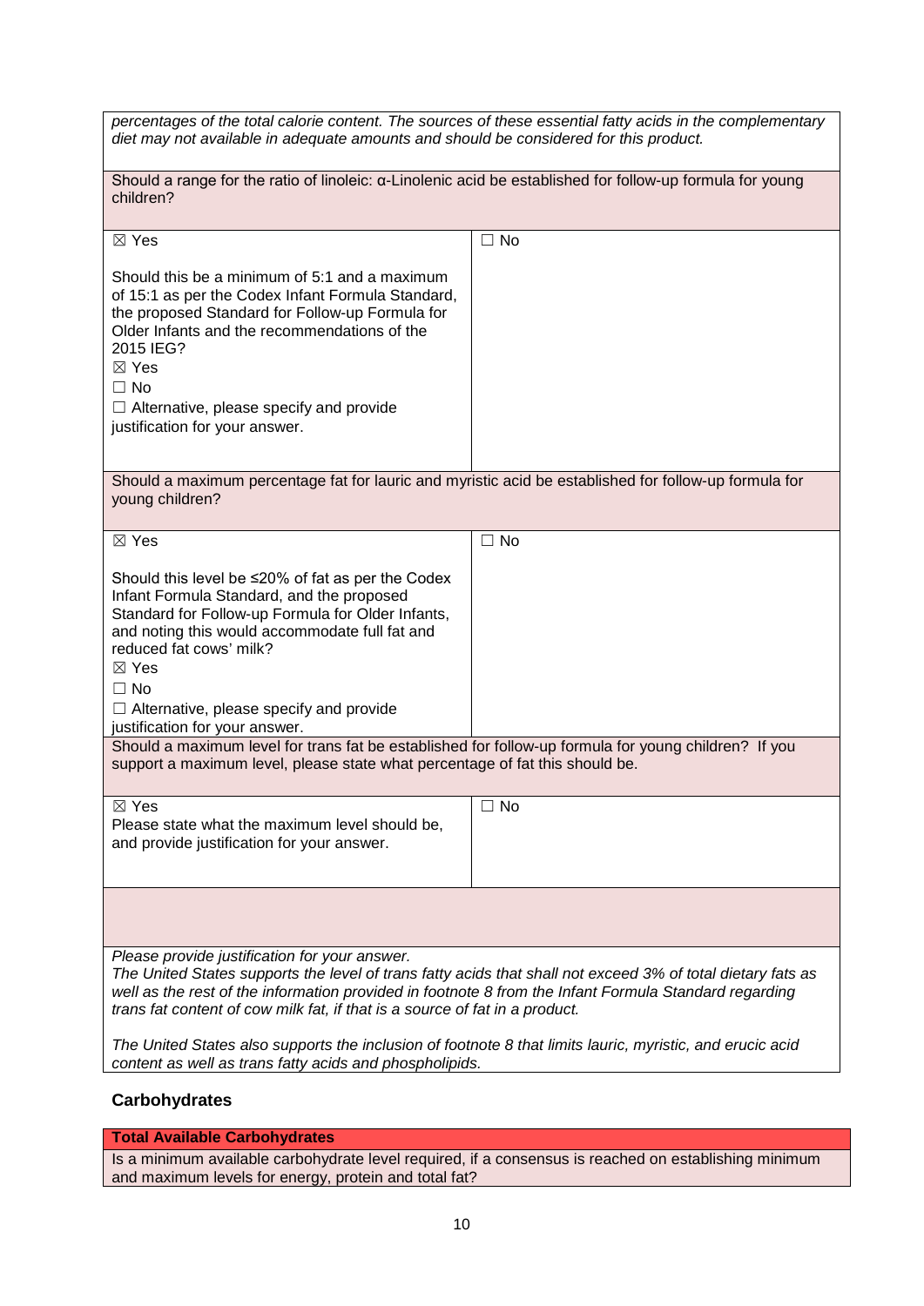*percentages of the total calorie content. The sources of these essential fatty acids in the complementary diet may not available in adequate amounts and should be considered for this product.*

| Should a range for the ratio of linoleic: α-Linolenic acid be established for follow-up formula for young children? | |
|---|---|
| ☒ Yes<br><br>Should this be a minimum of 5:1 and a maximum of 15:1 as per the Codex Infant Formula Standard, the proposed Standard for Follow-up Formula for Older Infants and the recommendations of the 2015 IEG?<br>☒ Yes<br>☐ No<br>☐ Alternative, please specify and provide justification for your answer. | ☐ No |

| Should a maximum percentage fat for lauric and myristic acid be established for follow-up formula for young children? | |
|---|---|
| ☒ Yes<br><br>Should this level be ≤20% of fat as per the Codex Infant Formula Standard, and the proposed Standard for Follow-up Formula for Older Infants, and noting this would accommodate full fat and reduced fat cows' milk?<br>☒ Yes<br>☐ No<br>☐ Alternative, please specify and provide justification for your answer. | ☐ No |

| Should a maximum level for trans fat be established for follow-up formula for young children? If you support a maximum level, please state what percentage of fat this should be. | |
|---|---|
| ☒ Yes<br>Please state what the maximum level should be, and provide justification for your answer. | ☐ No |

*Please provide justification for your answer.*
*The United States supports the level of trans fatty acids that shall not exceed 3% of total dietary fats as well as the rest of the information provided in footnote 8 from the Infant Formula Standard regarding trans fat content of cow milk fat, if that is a source of fat in a product.*

*The United States also supports the inclusion of footnote 8 that limits lauric, myristic, and erucic acid content as well as trans fatty acids and phospholipids.*

## Carbohydrates

| **Total Available Carbohydrates** |
|---|
| Is a minimum available carbohydrate level required, if a consensus is reached on establishing minimum and maximum levels for energy, protein and total fat? |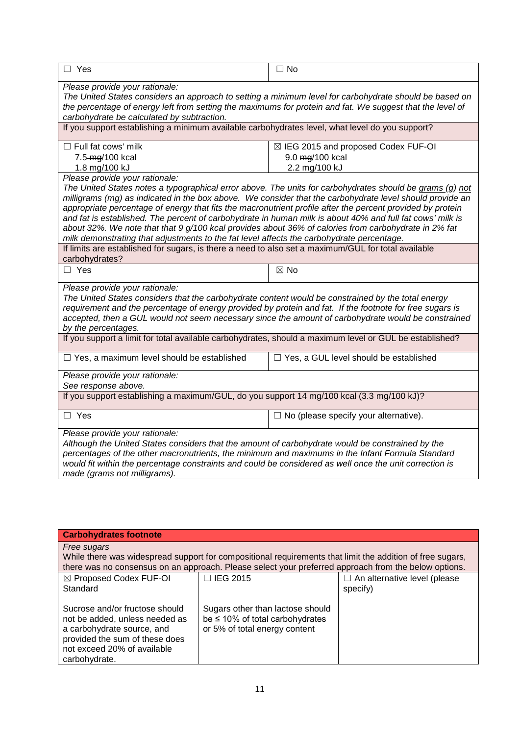| ☐ Yes | ☐ No |
|---|---|
| *Please provide your rationale:* *The United States considers an approach to setting a minimum level for carbohydrate should be based on the percentage of energy left from setting the maximums for protein and fat. We suggest that the level of carbohydrate be calculated by subtraction.* | |
| If you support establishing a minimum available carbohydrates level, what level do you support? | |
| ☐ Full fat cows' milk<br>7.5 ~~mg~~/100 kcal<br>1.8 mg/100 kJ | ☒ IEG 2015 and proposed Codex FUF-OI<br>9.0 ~~mg~~/100 kcal<br>2.2 mg/100 kJ |
| *Please provide your rationale:* *The United States notes a typographical error above. The units for carbohydrates should be grams (g) not milligrams (mg) as indicated in the box above. We consider that the carbohydrate level should provide an appropriate percentage of energy that fits the macronutrient profile after the percent provided by protein and fat is established. The percent of carbohydrate in human milk is about 40% and full fat cows' milk is about 32%. We note that that 9 g/100 kcal provides about 36% of calories from carbohydrate in 2% fat milk demonstrating that adjustments to the fat level affects the carbohydrate percentage.* | |
| If limits are established for sugars, is there a need to also set a maximum/GUL for total available carbohydrates? | |
| ☐ Yes | ☒ No |
| *Please provide your rationale:* *The United States considers that the carbohydrate content would be constrained by the total energy requirement and the percentage of energy provided by protein and fat. If the footnote for free sugars is accepted, then a GUL would not seem necessary since the amount of carbohydrate would be constrained by the percentages.* | |
| If you support a limit for total available carbohydrates, should a maximum level or GUL be established? | |
| ☐ Yes, a maximum level should be established | ☐ Yes, a GUL level should be established |
| *Please provide your rationale:* *See response above.* | |
| If you support establishing a maximum/GUL, do you support 14 mg/100 kcal (3.3 mg/100 kJ)? | |
| ☐ Yes | ☐ No (please specify your alternative). |
| *Please provide your rationale:* *Although the United States considers that the amount of carbohydrate would be constrained by the percentages of the other macronutrients, the minimum and maximums in the Infant Formula Standard would fit within the percentage constraints and could be considered as well once the unit correction is made (grams not milligrams).* | |

| **Carbohydrates footnote** | | |
|---|---|---|
| *Free sugars* While there was widespread support for compositional requirements that limit the addition of free sugars, there was no consensus on an approach. Please select your preferred approach from the below options. | | |
| ☒ Proposed Codex FUF-OI Standard<br><br>Sucrose and/or fructose should not be added, unless needed as a carbohydrate source, and provided the sum of these does not exceed 20% of available carbohydrate. | ☐ IEG 2015<br><br>Sugars other than lactose should be ≤ 10% of total carbohydrates or 5% of total energy content | ☐ An alternative level (please specify) |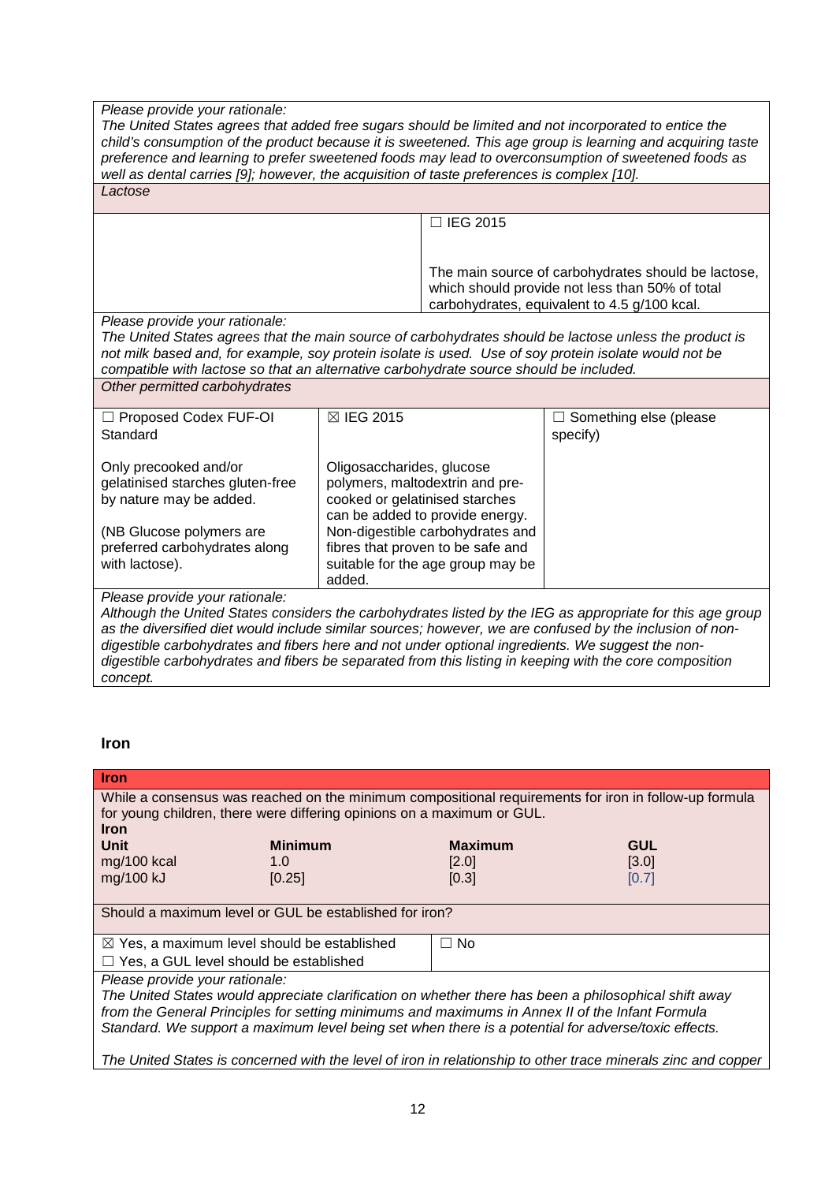*Please provide your rationale:*
*The United States agrees that added free sugars should be limited and not incorporated to entice the child's consumption of the product because it is sweetened. This age group is learning and acquiring taste preference and learning to prefer sweetened foods may lead to overconsumption of sweetened foods as well as dental carries [9]; however, the acquisition of taste preferences is complex [10].*

*Lactose*

| | ☐ IEG 2015 |
|---|---|
| | The main source of carbohydrates should be lactose, which should provide not less than 50% of total carbohydrates, equivalent to 4.5 g/100 kcal. |

*Please provide your rationale:*
*The United States agrees that the main source of carbohydrates should be lactose unless the product is not milk based and, for example, soy protein isolate is used. Use of soy protein isolate would not be compatible with lactose so that an alternative carbohydrate source should be included.*

*Other permitted carbohydrates*

| ☐ Proposed Codex FUF-OI Standard | ☒ IEG 2015 | ☐ Something else (please specify) |
|---|---|---|
| Only precooked and/or gelatinised starches gluten-free by nature may be added.<br><br>(NB Glucose polymers are preferred carbohydrates along with lactose). | Oligosaccharides, glucose polymers, maltodextrin and pre-cooked or gelatinised starches can be added to provide energy. Non-digestible carbohydrates and fibres that proven to be safe and suitable for the age group may be added. | |

*Please provide your rationale:*
*Although the United States considers the carbohydrates listed by the IEG as appropriate for this age group as the diversified diet would include similar sources; however, we are confused by the inclusion of non-digestible carbohydrates and fibers here and not under optional ingredients. We suggest the non-digestible carbohydrates and fibers be separated from this listing in keeping with the core composition concept.*

## Iron

**Iron**

While a consensus was reached on the minimum compositional requirements for iron in follow-up formula for young children, there were differing opinions on a maximum or GUL.

**Iron**

| Unit | Minimum | Maximum | GUL |
|---|---|---|---|
| mg/100 kcal | 1.0 | [2.0] | [3.0] |
| mg/100 kJ | [0.25] | [0.3] | [0.7] |

Should a maximum level or GUL be established for iron?

| ☒ Yes, a maximum level should be established<br>☐ Yes, a GUL level should be established | ☐ No |
|---|---|

*Please provide your rationale:*
*The United States would appreciate clarification on whether there has been a philosophical shift away from the General Principles for setting minimums and maximums in Annex II of the Infant Formula Standard. We support a maximum level being set when there is a potential for adverse/toxic effects.*

*The United States is concerned with the level of iron in relationship to other trace minerals zinc and copper*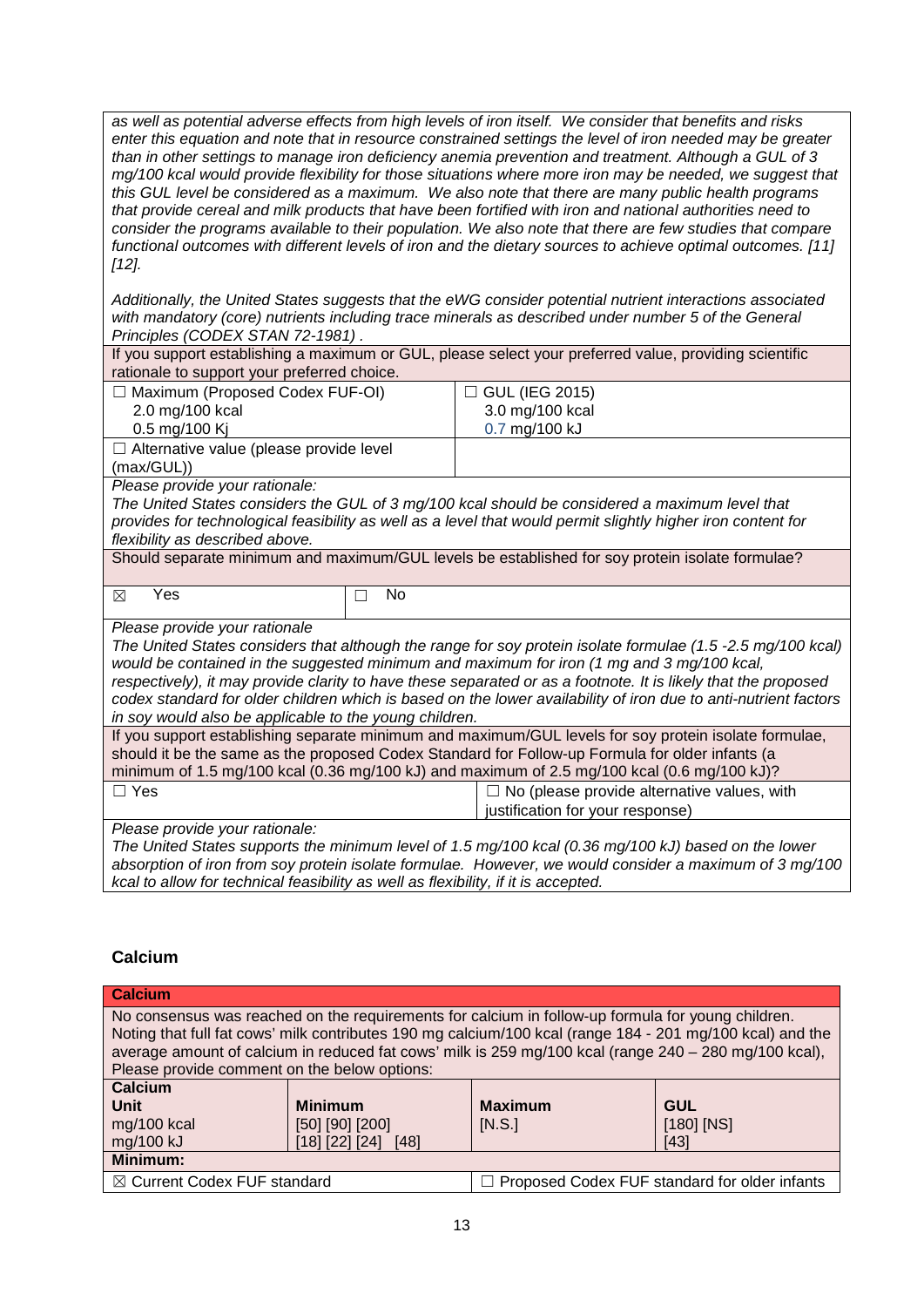*as well as potential adverse effects from high levels of iron itself. We consider that benefits and risks enter this equation and note that in resource constrained settings the level of iron needed may be greater than in other settings to manage iron deficiency anemia prevention and treatment. Although a GUL of 3 mg/100 kcal would provide flexibility for those situations where more iron may be needed, we suggest that this GUL level be considered as a maximum. We also note that there are many public health programs that provide cereal and milk products that have been fortified with iron and national authorities need to consider the programs available to their population. We also note that there are few studies that compare functional outcomes with different levels of iron and the dietary sources to achieve optimal outcomes. [11] [12].*

*Additionally, the United States suggests that the eWG consider potential nutrient interactions associated with mandatory (core) nutrients including trace minerals as described under number 5 of the General Principles (CODEX STAN 72-1981) .*

| If you support establishing a maximum or GUL, please select your preferred value, providing scientific rationale to support your preferred choice. | |
|---|---|
| ☐ Maximum (Proposed Codex FUF-OI)<br>2.0 mg/100 kcal<br>0.5 mg/100 Kj | ☐ GUL (IEG 2015)<br>3.0 mg/100 kcal<br>0.7 mg/100 kJ |
| ☐ Alternative value (please provide level (max/GUL)) | |

*Please provide your rationale:*
*The United States considers the GUL of 3 mg/100 kcal should be considered a maximum level that provides for technological feasibility as well as a level that would permit slightly higher iron content for flexibility as described above.*

| Should separate minimum and maximum/GUL levels be established for soy protein isolate formulae? | |
|---|---|
| ☒ Yes | ☐ No |

*Please provide your rationale*
*The United States considers that although the range for soy protein isolate formulae (1.5 -2.5 mg/100 kcal) would be contained in the suggested minimum and maximum for iron (1 mg and 3 mg/100 kcal, respectively), it may provide clarity to have these separated or as a footnote. It is likely that the proposed codex standard for older children which is based on the lower availability of iron due to anti-nutrient factors in soy would also be applicable to the young children.*

| If you support establishing separate minimum and maximum/GUL levels for soy protein isolate formulae, should it be the same as the proposed Codex Standard for Follow-up Formula for older infants (a minimum of 1.5 mg/100 kcal (0.36 mg/100 kJ) and maximum of 2.5 mg/100 kcal (0.6 mg/100 kJ)? | |
|---|---|
| ☐ Yes | ☐ No (please provide alternative values, with justification for your response) |

*Please provide your rationale:*
*The United States supports the minimum level of 1.5 mg/100 kcal (0.36 mg/100 kJ) based on the lower absorption of iron from soy protein isolate formulae. However, we would consider a maximum of 3 mg/100 kcal to allow for technical feasibility as well as flexibility, if it is accepted.*

## Calcium

| Calcium | | | |
|---|---|---|---|
| No consensus was reached on the requirements for calcium in follow-up formula for young children. Noting that full fat cows' milk contributes 190 mg calcium/100 kcal (range 184 - 201 mg/100 kcal) and the average amount of calcium in reduced fat cows' milk is 259 mg/100 kcal (range 240 – 280 mg/100 kcal), Please provide comment on the below options: | | | |
| **Calcium**<br>**Unit**<br>mg/100 kcal<br>mg/100 kJ | **Minimum**<br>[50] [90] [200]<br>[18] [22] [24] [48] | **Maximum**<br>[N.S.] | **GUL**<br>[180] [NS]<br>[43] |
| **Minimum:** | | | |
| ☒ Current Codex FUF standard | | ☐ Proposed Codex FUF standard for older infants | |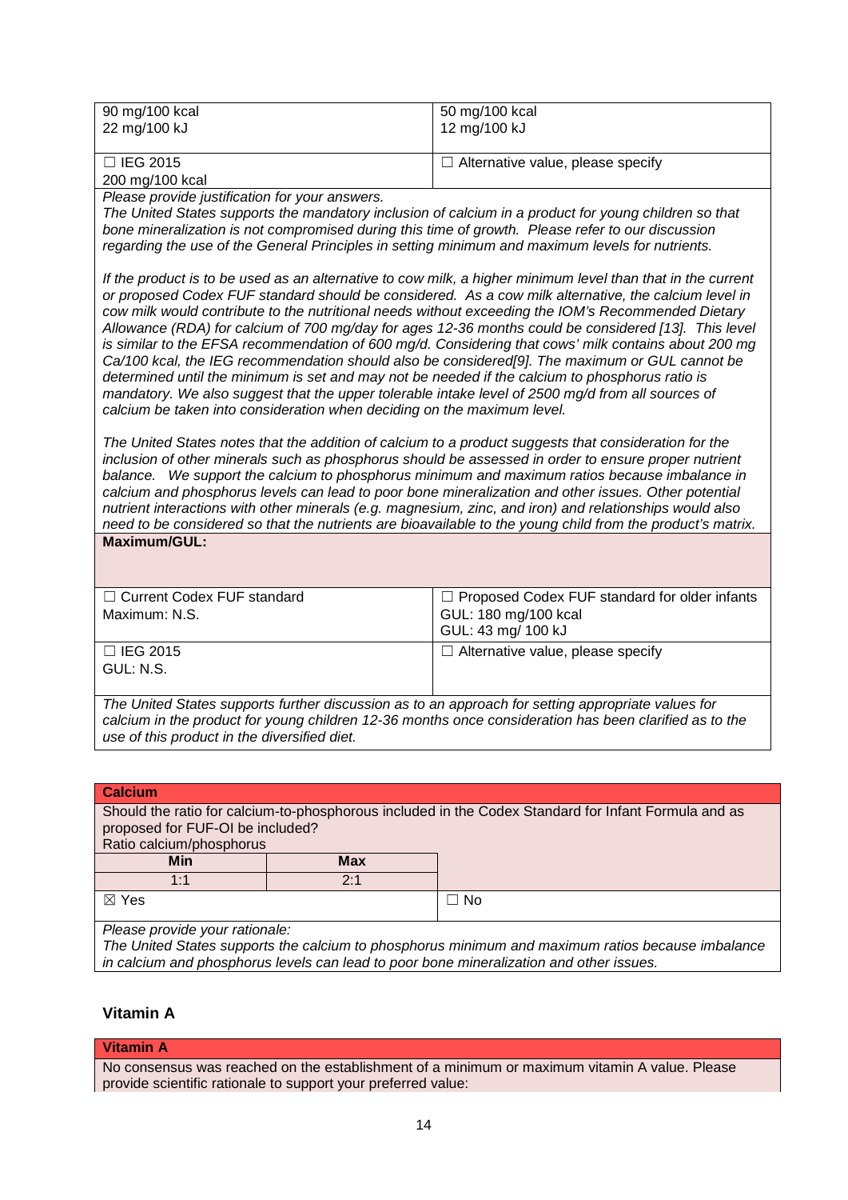| | |
|---|---|
| 90 mg/100 kcal<br>22 mg/100 kJ | 50 mg/100 kcal<br>12 mg/100 kJ |
| ☐ IEG 2015<br>200 mg/100 kcal | ☐ Alternative value, please specify |

*Please provide justification for your answers.*

*The United States supports the mandatory inclusion of calcium in a product for young children so that bone mineralization is not compromised during this time of growth. Please refer to our discussion regarding the use of the General Principles in setting minimum and maximum levels for nutrients.*

*If the product is to be used as an alternative to cow milk, a higher minimum level than that in the current or proposed Codex FUF standard should be considered. As a cow milk alternative, the calcium level in cow milk would contribute to the nutritional needs without exceeding the IOM's Recommended Dietary Allowance (RDA) for calcium of 700 mg/day for ages 12-36 months could be considered [13]. This level is similar to the EFSA recommendation of 600 mg/d. Considering that cows' milk contains about 200 mg Ca/100 kcal, the IEG recommendation should also be considered[9]. The maximum or GUL cannot be determined until the minimum is set and may not be needed if the calcium to phosphorus ratio is mandatory. We also suggest that the upper tolerable intake level of 2500 mg/d from all sources of calcium be taken into consideration when deciding on the maximum level.*

*The United States notes that the addition of calcium to a product suggests that consideration for the inclusion of other minerals such as phosphorus should be assessed in order to ensure proper nutrient balance. We support the calcium to phosphorus minimum and maximum ratios because imbalance in calcium and phosphorus levels can lead to poor bone mineralization and other issues. Other potential nutrient interactions with other minerals (e.g. magnesium, zinc, and iron) and relationships would also need to be considered so that the nutrients are bioavailable to the young child from the product's matrix.*

**Maximum/GUL:**

| | |
|---|---|
| ☐ Current Codex FUF standard<br>Maximum: N.S. | ☐ Proposed Codex FUF standard for older infants<br>GUL: 180 mg/100 kcal<br>GUL: 43 mg/ 100 kJ |
| ☐ IEG 2015<br>GUL: N.S. | ☐ Alternative value, please specify |

*The United States supports further discussion as to an approach for setting appropriate values for calcium in the product for young children 12-36 months once consideration has been clarified as to the use of this product in the diversified diet.*

**Calcium**

Should the ratio for calcium-to-phosphorous included in the Codex Standard for Infant Formula and as proposed for FUF-OI be included?

Ratio calcium/phosphorus

| Min | Max |
|---|---|
| 1:1 | 2:1 |

☒ Yes ☐ No

*Please provide your rationale:*

*The United States supports the calcium to phosphorus minimum and maximum ratios because imbalance in calcium and phosphorus levels can lead to poor bone mineralization and other issues.*

## Vitamin A

**Vitamin A**

No consensus was reached on the establishment of a minimum or maximum vitamin A value. Please provide scientific rationale to support your preferred value: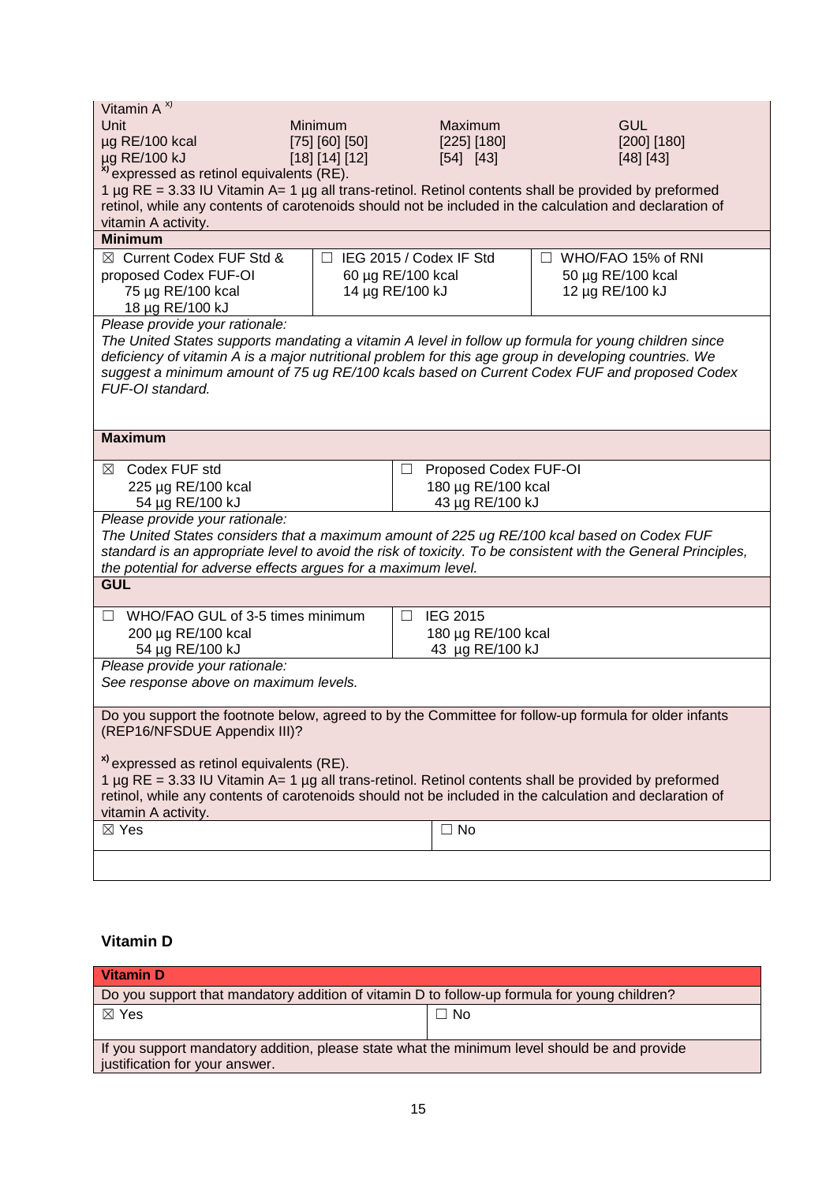| Vitamin A [x)] | | | |
|---|---|---|---|
| Unit | Minimum | Maximum | GUL |
| µg RE/100 kcal | [75] [60] [50] | [225] [180] | [200] [180] |
| µg RE/100 kJ | [18] [14] [12] | [54] [43] | [48] [43] |

[x)] expressed as retinol equivalents (RE).
1 µg RE = 3.33 IU Vitamin A= 1 µg all trans-retinol. Retinol contents shall be provided by preformed retinol, while any contents of carotenoids should not be included in the calculation and declaration of vitamin A activity.

**Minimum**

| | | |
|---|---|---|
| ☒ Current Codex FUF Std & proposed Codex FUF-OI<br>75 µg RE/100 kcal<br>18 µg RE/100 kJ | ☐ IEG 2015 / Codex IF Std<br>60 µg RE/100 kcal<br>14 µg RE/100 kJ | ☐ WHO/FAO 15% of RNI<br>50 µg RE/100 kcal<br>12 µg RE/100 kJ |

*Please provide your rationale:*
*The United States supports mandating a vitamin A level in follow up formula for young children since deficiency of vitamin A is a major nutritional problem for this age group in developing countries. We suggest a minimum amount of 75 ug RE/100 kcals based on Current Codex FUF and proposed Codex FUF-OI standard.*

**Maximum**

| | |
|---|---|
| ☒ Codex FUF std<br>225 µg RE/100 kcal<br>54 µg RE/100 kJ | ☐ Proposed Codex FUF-OI<br>180 µg RE/100 kcal<br>43 µg RE/100 kJ |

*Please provide your rationale:*
*The United States considers that a maximum amount of 225 ug RE/100 kcal based on Codex FUF standard is an appropriate level to avoid the risk of toxicity. To be consistent with the General Principles, the potential for adverse effects argues for a maximum level.*

**GUL**

| | |
|---|---|
| ☐ WHO/FAO GUL of 3-5 times minimum<br>200 µg RE/100 kcal<br>54 µg RE/100 kJ | ☐ IEG 2015<br>180 µg RE/100 kcal<br>43 µg RE/100 kJ |

*Please provide your rationale:*
*See response above on maximum levels.*

Do you support the footnote below, agreed to by the Committee for follow-up formula for older infants (REP16/NFSDUE Appendix III)?

[x)] expressed as retinol equivalents (RE).
1 µg RE = 3.33 IU Vitamin A= 1 µg all trans-retinol. Retinol contents shall be provided by preformed retinol, while any contents of carotenoids should not be included in the calculation and declaration of vitamin A activity.

| | |
|---|---|
| ☒ Yes | ☐ No |

## Vitamin D

| Vitamin D | |
|---|---|
| Do you support that mandatory addition of vitamin D to follow-up formula for young children? | |
| ☒ Yes | ☐ No |
| If you support mandatory addition, please state what the minimum level should be and provide justification for your answer. | |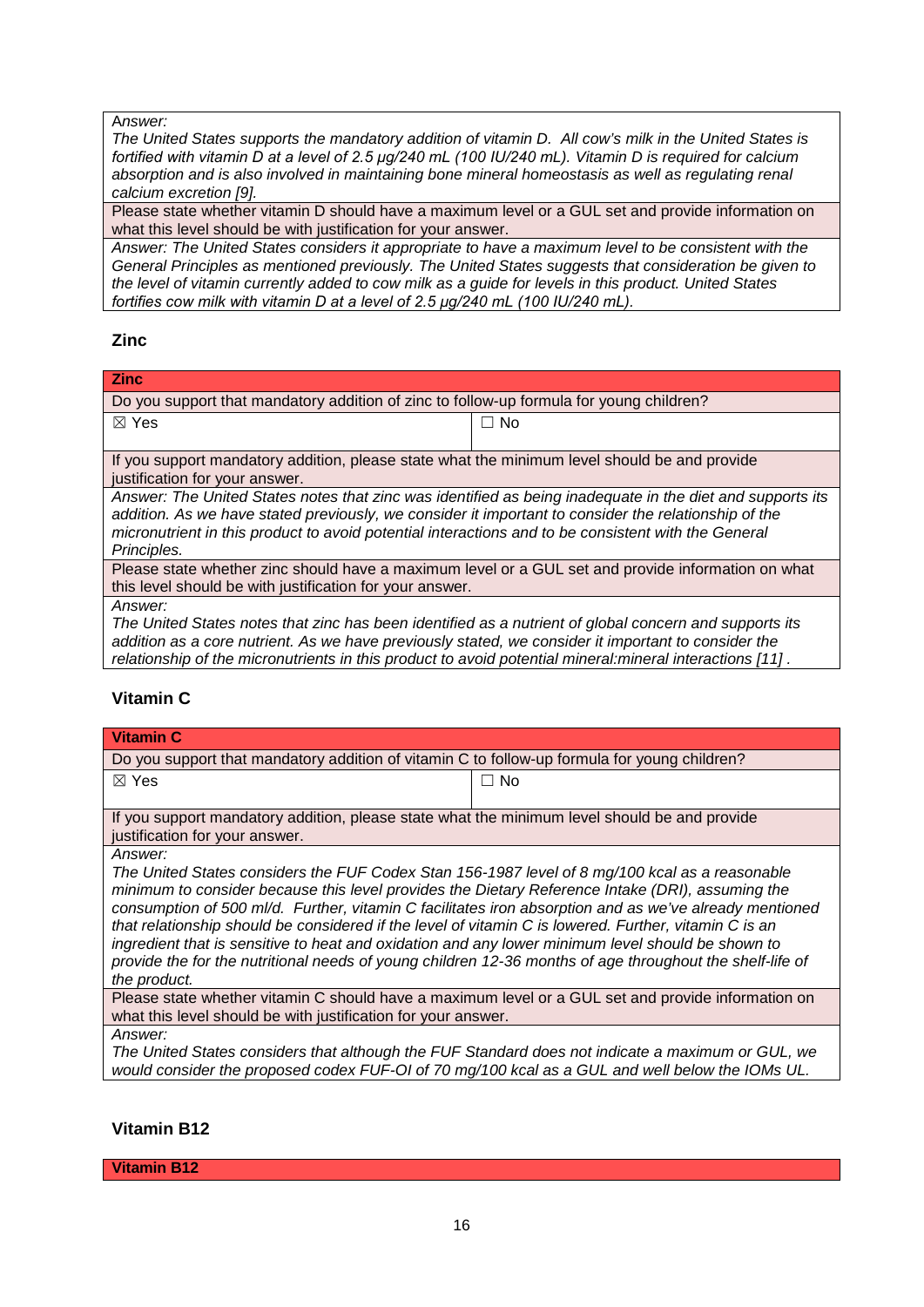| Answer: *The United States supports the mandatory addition of vitamin D. All cow's milk in the United States is fortified with vitamin D at a level of 2.5 µg/240 mL (100 IU/240 mL). Vitamin D is required for calcium absorption and is also involved in maintaining bone mineral homeostasis as well as regulating renal calcium excretion [9].* |
|---|
| Please state whether vitamin D should have a maximum level or a GUL set and provide information on what this level should be with justification for your answer. |
| *Answer: The United States considers it appropriate to have a maximum level to be consistent with the General Principles as mentioned previously. The United States suggests that consideration be given to the level of vitamin currently added to cow milk as a guide for levels in this product. United States fortifies cow milk with vitamin D at a level of 2.5 µg/240 mL (100 IU/240 mL).* |

## Zinc

| **Zinc** | |
|---|---|
| Do you support that mandatory addition of zinc to follow-up formula for young children? | |
| ☒ Yes | ☐ No |
| If you support mandatory addition, please state what the minimum level should be and provide justification for your answer. | |
| *Answer: The United States notes that zinc was identified as being inadequate in the diet and supports its addition. As we have stated previously, we consider it important to consider the relationship of the micronutrient in this product to avoid potential interactions and to be consistent with the General Principles.* | |
| Please state whether zinc should have a maximum level or a GUL set and provide information on what this level should be with justification for your answer. | |
| *Answer: The United States notes that zinc has been identified as a nutrient of global concern and supports its addition as a core nutrient. As we have previously stated, we consider it important to consider the relationship of the micronutrients in this product to avoid potential mineral:mineral interactions [11] .* | |

## Vitamin C

| **Vitamin C** | |
|---|---|
| Do you support that mandatory addition of vitamin C to follow-up formula for young children? | |
| ☒ Yes | ☐ No |
| If you support mandatory addition, please state what the minimum level should be and provide justification for your answer. | |
| *Answer: The United States considers the FUF Codex Stan 156-1987 level of 8 mg/100 kcal as a reasonable minimum to consider because this level provides the Dietary Reference Intake (DRI), assuming the consumption of 500 ml/d. Further, vitamin C facilitates iron absorption and as we've already mentioned that relationship should be considered if the level of vitamin C is lowered. Further, vitamin C is an ingredient that is sensitive to heat and oxidation and any lower minimum level should be shown to provide the for the nutritional needs of young children 12-36 months of age throughout the shelf-life of the product.* | |
| Please state whether vitamin C should have a maximum level or a GUL set and provide information on what this level should be with justification for your answer. | |
| *Answer: The United States considers that although the FUF Standard does not indicate a maximum or GUL, we would consider the proposed codex FUF-OI of 70 mg/100 kcal as a GUL and well below the IOMs UL.* | |

## Vitamin B12

| **Vitamin B12** |
|---|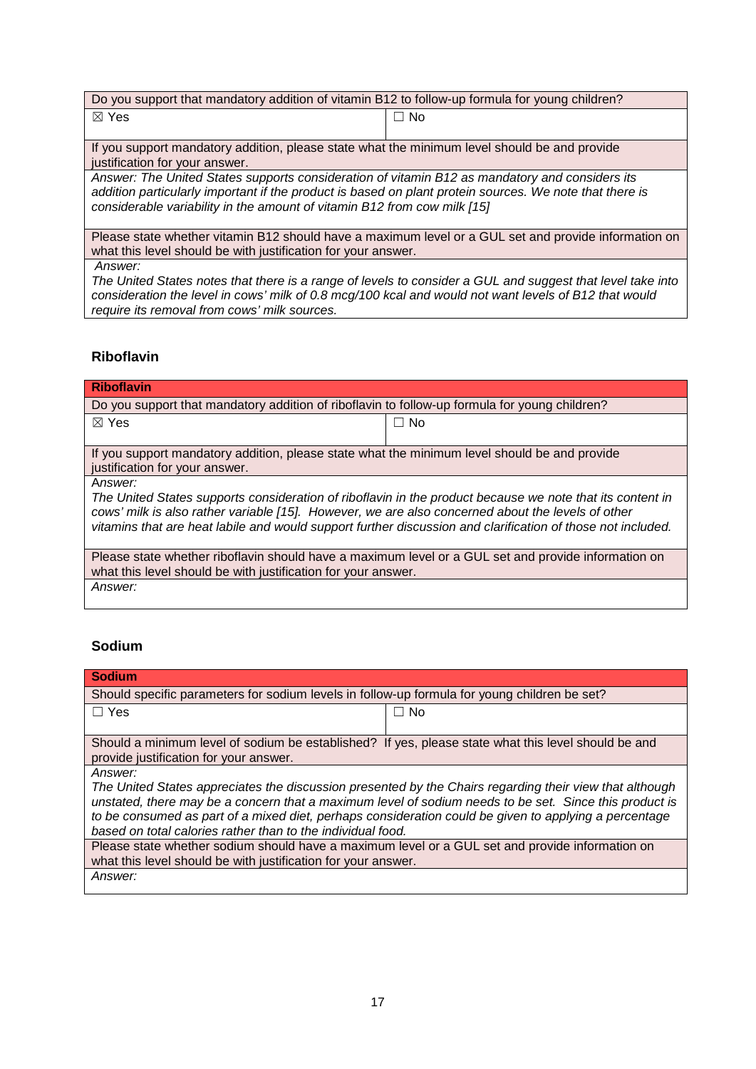| Do you support that mandatory addition of vitamin B12 to follow-up formula for young children? | |
|---|---|
| ☒ Yes | ☐ No |
| If you support mandatory addition, please state what the minimum level should be and provide justification for your answer. | |
| *Answer: The United States supports consideration of vitamin B12 as mandatory and considers its addition particularly important if the product is based on plant protein sources. We note that there is considerable variability in the amount of vitamin B12 from cow milk [15]* | |
| Please state whether vitamin B12 should have a maximum level or a GUL set and provide information on what this level should be with justification for your answer. | |
| *Answer:* *The United States notes that there is a range of levels to consider a GUL and suggest that level take into consideration the level in cows' milk of 0.8 mcg/100 kcal and would not want levels of B12 that would require its removal from cows' milk sources.* | |

### Riboflavin

| **Riboflavin** | |
|---|---|
| Do you support that mandatory addition of riboflavin to follow-up formula for young children? | |
| ☒ Yes | ☐ No |
| If you support mandatory addition, please state what the minimum level should be and provide justification for your answer. | |
| *Answer:* *The United States supports consideration of riboflavin in the product because we note that its content in cows' milk is also rather variable [15]. However, we are also concerned about the levels of other vitamins that are heat labile and would support further discussion and clarification of those not included.* | |
| Please state whether riboflavin should have a maximum level or a GUL set and provide information on what this level should be with justification for your answer. | |
| *Answer:* | |

### Sodium

| **Sodium** | |
|---|---|
| Should specific parameters for sodium levels in follow-up formula for young children be set? | |
| ☐ Yes | ☐ No |
| Should a minimum level of sodium be established? If yes, please state what this level should be and provide justification for your answer. | |
| *Answer:* *The United States appreciates the discussion presented by the Chairs regarding their view that although unstated, there may be a concern that a maximum level of sodium needs to be set. Since this product is to be consumed as part of a mixed diet, perhaps consideration could be given to applying a percentage based on total calories rather than to the individual food.* | |
| Please state whether sodium should have a maximum level or a GUL set and provide information on what this level should be with justification for your answer. | |
| *Answer:* | |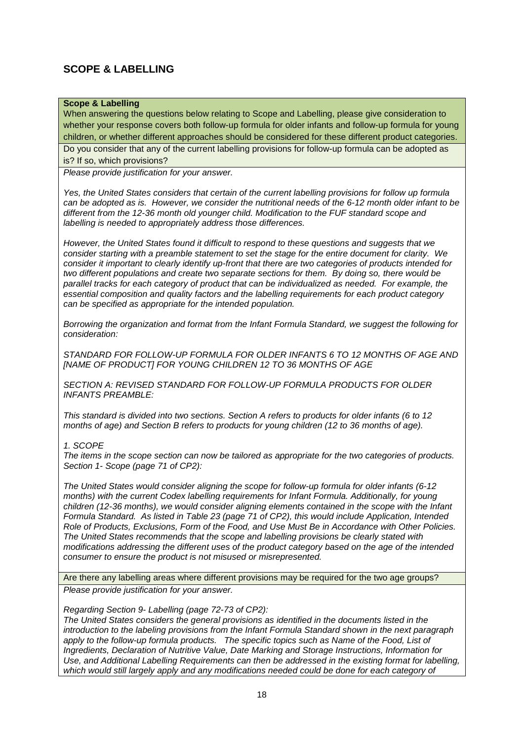## SCOPE & LABELLING

**Scope & Labelling**

When answering the questions below relating to Scope and Labelling, please give consideration to whether your response covers both follow-up formula for older infants and follow-up formula for young children, or whether different approaches should be considered for these different product categories.

Do you consider that any of the current labelling provisions for follow-up formula can be adopted as is? If so, which provisions?

*Please provide justification for your answer.*

*Yes, the United States considers that certain of the current labelling provisions for follow up formula can be adopted as is. However, we consider the nutritional needs of the 6-12 month older infant to be different from the 12-36 month old younger child. Modification to the FUF standard scope and labelling is needed to appropriately address those differences.*

*However, the United States found it difficult to respond to these questions and suggests that we consider starting with a preamble statement to set the stage for the entire document for clarity. We consider it important to clearly identify up-front that there are two categories of products intended for two different populations and create two separate sections for them. By doing so, there would be parallel tracks for each category of product that can be individualized as needed. For example, the essential composition and quality factors and the labelling requirements for each product category can be specified as appropriate for the intended population.*

*Borrowing the organization and format from the Infant Formula Standard, we suggest the following for consideration:*

*STANDARD FOR FOLLOW-UP FORMULA FOR OLDER INFANTS 6 TO 12 MONTHS OF AGE AND [NAME OF PRODUCT] FOR YOUNG CHILDREN 12 TO 36 MONTHS OF AGE*

*SECTION A: REVISED STANDARD FOR FOLLOW-UP FORMULA PRODUCTS FOR OLDER INFANTS PREAMBLE:*

*This standard is divided into two sections. Section A refers to products for older infants (6 to 12 months of age) and Section B refers to products for young children (12 to 36 months of age).*

*1. SCOPE*
*The items in the scope section can now be tailored as appropriate for the two categories of products. Section 1- Scope (page 71 of CP2):*

*The United States would consider aligning the scope for follow-up formula for older infants (6-12 months) with the current Codex labelling requirements for Infant Formula. Additionally, for young children (12-36 months), we would consider aligning elements contained in the scope with the Infant Formula Standard. As listed in Table 23 (page 71 of CP2), this would include Application, Intended Role of Products, Exclusions, Form of the Food, and Use Must Be in Accordance with Other Policies. The United States recommends that the scope and labelling provisions be clearly stated with modifications addressing the different uses of the product category based on the age of the intended consumer to ensure the product is not misused or misrepresented.*

Are there any labelling areas where different provisions may be required for the two age groups?

*Please provide justification for your answer.*

*Regarding Section 9- Labelling (page 72-73 of CP2):*
*The United States considers the general provisions as identified in the documents listed in the introduction to the labeling provisions from the Infant Formula Standard shown in the next paragraph apply to the follow-up formula products. The specific topics such as Name of the Food, List of Ingredients, Declaration of Nutritive Value, Date Marking and Storage Instructions, Information for Use, and Additional Labelling Requirements can then be addressed in the existing format for labelling, which would still largely apply and any modifications needed could be done for each category of*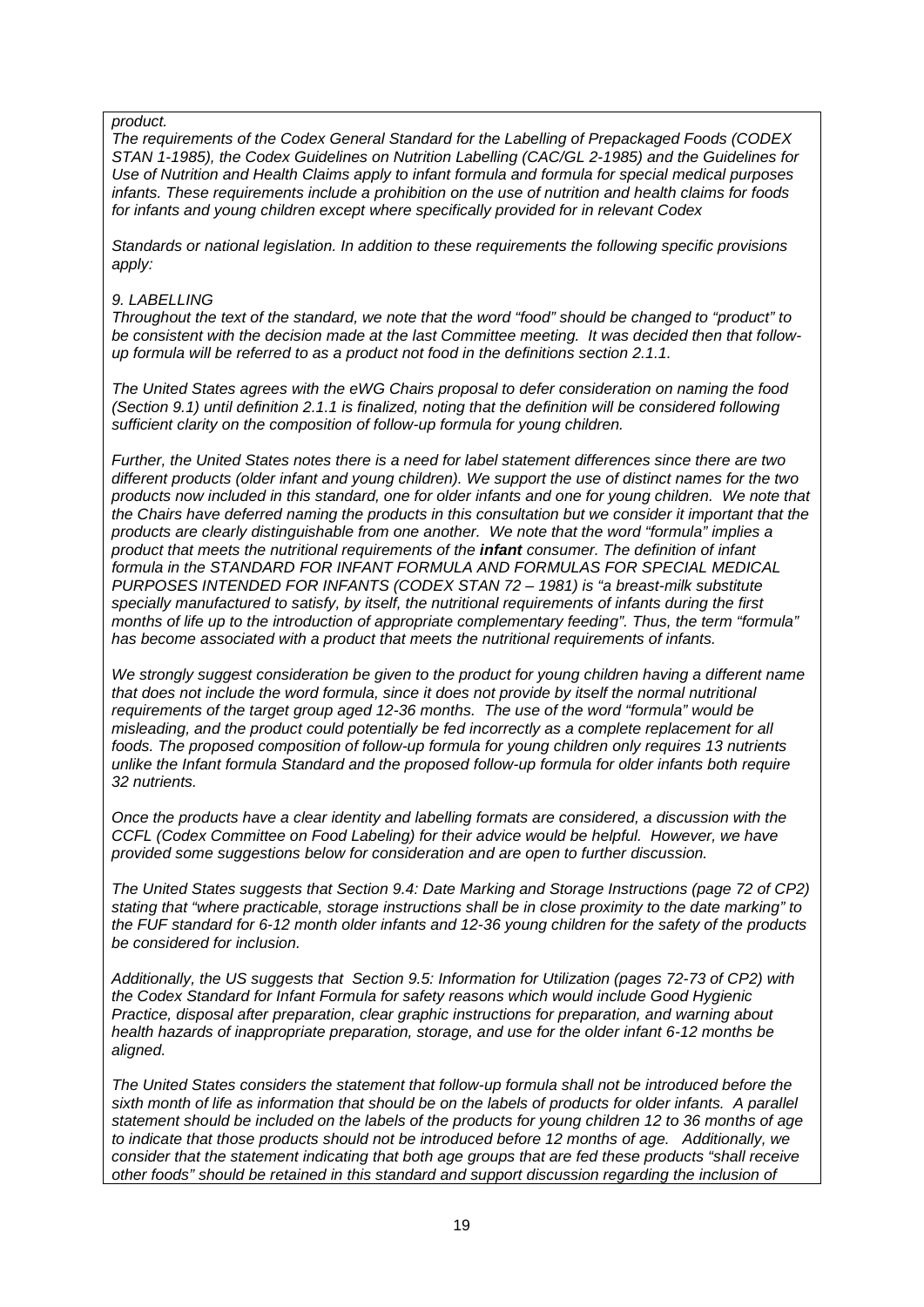*product.*

*The requirements of the Codex General Standard for the Labelling of Prepackaged Foods (CODEX STAN 1-1985), the Codex Guidelines on Nutrition Labelling (CAC/GL 2-1985) and the Guidelines for Use of Nutrition and Health Claims apply to infant formula and formula for special medical purposes infants. These requirements include a prohibition on the use of nutrition and health claims for foods for infants and young children except where specifically provided for in relevant Codex*

*Standards or national legislation. In addition to these requirements the following specific provisions apply:*

*9. LABELLING*

*Throughout the text of the standard, we note that the word "food" should be changed to "product" to be consistent with the decision made at the last Committee meeting. It was decided then that follow-up formula will be referred to as a product not food in the definitions section 2.1.1.*

*The United States agrees with the eWG Chairs proposal to defer consideration on naming the food (Section 9.1) until definition 2.1.1 is finalized, noting that the definition will be considered following sufficient clarity on the composition of follow-up formula for young children.*

*Further, the United States notes there is a need for label statement differences since there are two different products (older infant and young children). We support the use of distinct names for the two products now included in this standard, one for older infants and one for young children. We note that the Chairs have deferred naming the products in this consultation but we consider it important that the products are clearly distinguishable from one another. We note that the word "formula" implies a product that meets the nutritional requirements of the **infant** consumer. The definition of infant formula in the STANDARD FOR INFANT FORMULA AND FORMULAS FOR SPECIAL MEDICAL PURPOSES INTENDED FOR INFANTS (CODEX STAN 72 – 1981) is "a breast-milk substitute specially manufactured to satisfy, by itself, the nutritional requirements of infants during the first months of life up to the introduction of appropriate complementary feeding". Thus, the term "formula" has become associated with a product that meets the nutritional requirements of infants.*

*We strongly suggest consideration be given to the product for young children having a different name that does not include the word formula, since it does not provide by itself the normal nutritional requirements of the target group aged 12-36 months. The use of the word "formula" would be misleading, and the product could potentially be fed incorrectly as a complete replacement for all foods. The proposed composition of follow-up formula for young children only requires 13 nutrients unlike the Infant formula Standard and the proposed follow-up formula for older infants both require 32 nutrients.*

*Once the products have a clear identity and labelling formats are considered, a discussion with the CCFL (Codex Committee on Food Labeling) for their advice would be helpful. However, we have provided some suggestions below for consideration and are open to further discussion.*

*The United States suggests that Section 9.4: Date Marking and Storage Instructions (page 72 of CP2) stating that "where practicable, storage instructions shall be in close proximity to the date marking" to the FUF standard for 6-12 month older infants and 12-36 young children for the safety of the products be considered for inclusion.*

*Additionally, the US suggests that Section 9.5: Information for Utilization (pages 72-73 of CP2) with the Codex Standard for Infant Formula for safety reasons which would include Good Hygienic Practice, disposal after preparation, clear graphic instructions for preparation, and warning about health hazards of inappropriate preparation, storage, and use for the older infant 6-12 months be aligned.*

*The United States considers the statement that follow-up formula shall not be introduced before the sixth month of life as information that should be on the labels of products for older infants. A parallel statement should be included on the labels of the products for young children 12 to 36 months of age to indicate that those products should not be introduced before 12 months of age. Additionally, we consider that the statement indicating that both age groups that are fed these products "shall receive other foods" should be retained in this standard and support discussion regarding the inclusion of*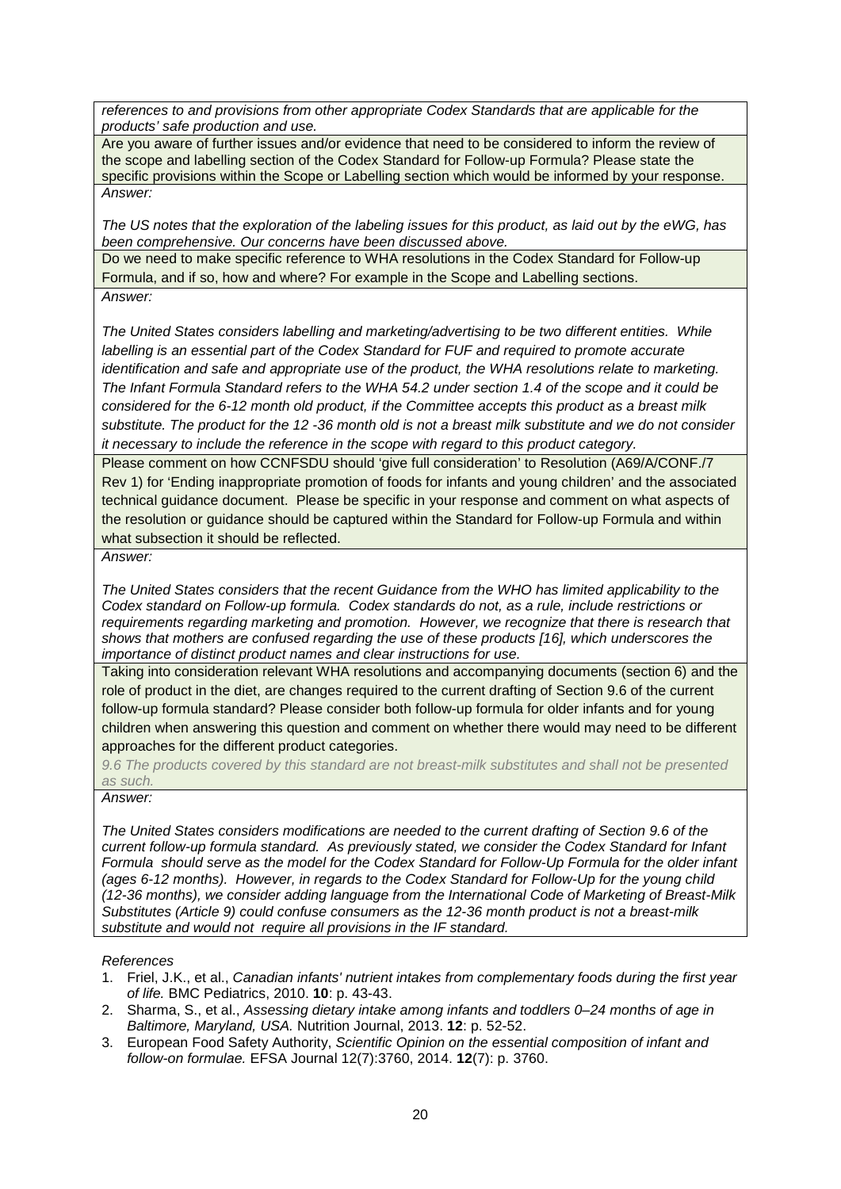*references to and provisions from other appropriate Codex Standards that are applicable for the products' safe production and use.*

Are you aware of further issues and/or evidence that need to be considered to inform the review of the scope and labelling section of the Codex Standard for Follow-up Formula? Please state the specific provisions within the Scope or Labelling section which would be informed by your response.

*Answer:*

*The US notes that the exploration of the labeling issues for this product, as laid out by the eWG, has been comprehensive. Our concerns have been discussed above.*

Do we need to make specific reference to WHA resolutions in the Codex Standard for Follow-up Formula, and if so, how and where? For example in the Scope and Labelling sections.

*Answer:*

*The United States considers labelling and marketing/advertising to be two different entities. While labelling is an essential part of the Codex Standard for FUF and required to promote accurate identification and safe and appropriate use of the product, the WHA resolutions relate to marketing. The Infant Formula Standard refers to the WHA 54.2 under section 1.4 of the scope and it could be considered for the 6-12 month old product, if the Committee accepts this product as a breast milk substitute. The product for the 12 -36 month old is not a breast milk substitute and we do not consider it necessary to include the reference in the scope with regard to this product category.*

Please comment on how CCNFSDU should 'give full consideration' to Resolution (A69/A/CONF./7 Rev 1) for 'Ending inappropriate promotion of foods for infants and young children' and the associated technical guidance document. Please be specific in your response and comment on what aspects of the resolution or guidance should be captured within the Standard for Follow-up Formula and within what subsection it should be reflected.

*Answer:*

*The United States considers that the recent Guidance from the WHO has limited applicability to the Codex standard on Follow-up formula. Codex standards do not, as a rule, include restrictions or requirements regarding marketing and promotion. However, we recognize that there is research that shows that mothers are confused regarding the use of these products [16], which underscores the importance of distinct product names and clear instructions for use.*

Taking into consideration relevant WHA resolutions and accompanying documents (section 6) and the role of product in the diet, are changes required to the current drafting of Section 9.6 of the current follow-up formula standard? Please consider both follow-up formula for older infants and for young children when answering this question and comment on whether there would may need to be different approaches for the different product categories.

*9.6 The products covered by this standard are not breast-milk substitutes and shall not be presented as such.*

*Answer:*

*The United States considers modifications are needed to the current drafting of Section 9.6 of the current follow-up formula standard. As previously stated, we consider the Codex Standard for Infant Formula should serve as the model for the Codex Standard for Follow-Up Formula for the older infant (ages 6-12 months). However, in regards to the Codex Standard for Follow-Up for the young child (12-36 months), we consider adding language from the International Code of Marketing of Breast-Milk Substitutes (Article 9) could confuse consumers as the 12-36 month product is not a breast-milk substitute and would not require all provisions in the IF standard.*

*References*

1. Friel, J.K., et al., *Canadian infants' nutrient intakes from complementary foods during the first year of life.* BMC Pediatrics, 2010. **10**: p. 43-43.
2. Sharma, S., et al., *Assessing dietary intake among infants and toddlers 0–24 months of age in Baltimore, Maryland, USA.* Nutrition Journal, 2013. **12**: p. 52-52.
3. European Food Safety Authority, *Scientific Opinion on the essential composition of infant and follow-on formulae.* EFSA Journal 12(7):3760, 2014. **12**(7): p. 3760.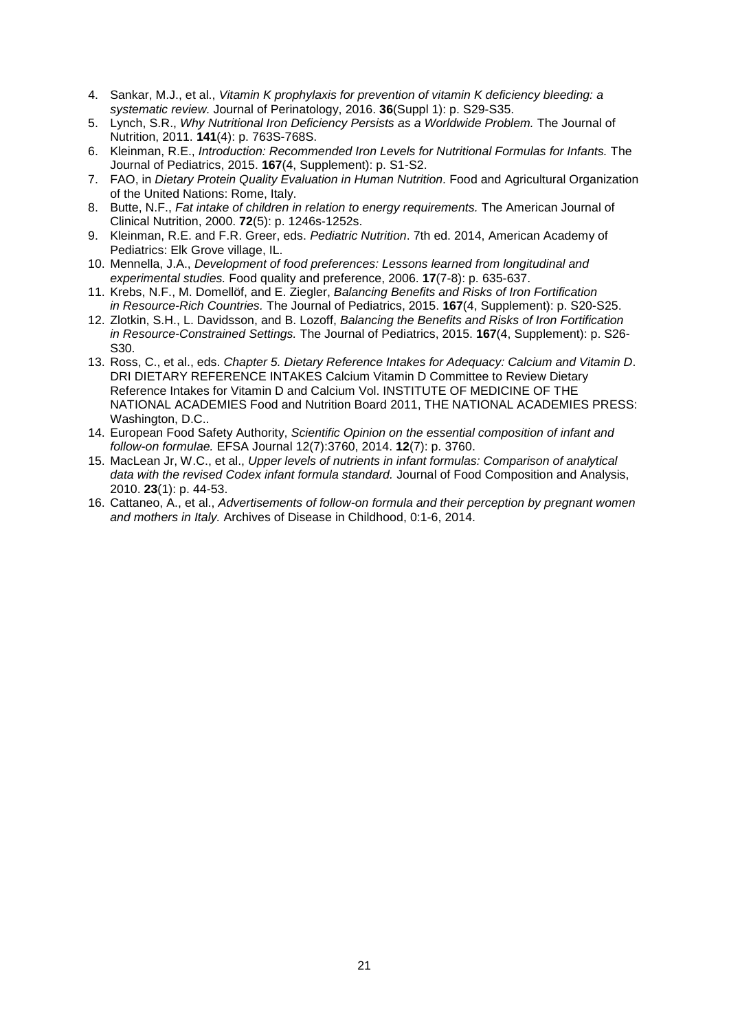4. Sankar, M.J., et al., *Vitamin K prophylaxis for prevention of vitamin K deficiency bleeding: a systematic review.* Journal of Perinatology, 2016. **36**(Suppl 1): p. S29-S35.
5. Lynch, S.R., *Why Nutritional Iron Deficiency Persists as a Worldwide Problem.* The Journal of Nutrition, 2011. **141**(4): p. 763S-768S.
6. Kleinman, R.E., *Introduction: Recommended Iron Levels for Nutritional Formulas for Infants.* The Journal of Pediatrics, 2015. **167**(4, Supplement): p. S1-S2.
7. FAO, in *Dietary Protein Quality Evaluation in Human Nutrition*. Food and Agricultural Organization of the United Nations: Rome, Italy.
8. Butte, N.F., *Fat intake of children in relation to energy requirements.* The American Journal of Clinical Nutrition, 2000. **72**(5): p. 1246s-1252s.
9. Kleinman, R.E. and F.R. Greer, eds. *Pediatric Nutrition*. 7th ed. 2014, American Academy of Pediatrics: Elk Grove village, IL.
10. Mennella, J.A., *Development of food preferences: Lessons learned from longitudinal and experimental studies.* Food quality and preference, 2006. **17**(7-8): p. 635-637.
11. Krebs, N.F., M. Domellöf, and E. Ziegler, *Balancing Benefits and Risks of Iron Fortification in Resource-Rich Countries.* The Journal of Pediatrics, 2015. **167**(4, Supplement): p. S20-S25.
12. Zlotkin, S.H., L. Davidsson, and B. Lozoff, *Balancing the Benefits and Risks of Iron Fortification in Resource-Constrained Settings.* The Journal of Pediatrics, 2015. **167**(4, Supplement): p. S26-S30.
13. Ross, C., et al., eds. *Chapter 5. Dietary Reference Intakes for Adequacy: Calcium and Vitamin D*. DRI DIETARY REFERENCE INTAKES Calcium Vitamin D Committee to Review Dietary Reference Intakes for Vitamin D and Calcium Vol. INSTITUTE OF MEDICINE OF THE NATIONAL ACADEMIES Food and Nutrition Board 2011, THE NATIONAL ACADEMIES PRESS: Washington, D.C..
14. European Food Safety Authority, *Scientific Opinion on the essential composition of infant and follow-on formulae.* EFSA Journal 12(7):3760, 2014. **12**(7): p. 3760.
15. MacLean Jr, W.C., et al., *Upper levels of nutrients in infant formulas: Comparison of analytical data with the revised Codex infant formula standard.* Journal of Food Composition and Analysis, 2010. **23**(1): p. 44-53.
16. Cattaneo, A., et al., *Advertisements of follow-on formula and their perception by pregnant women and mothers in Italy.* Archives of Disease in Childhood, 0:1-6, 2014.